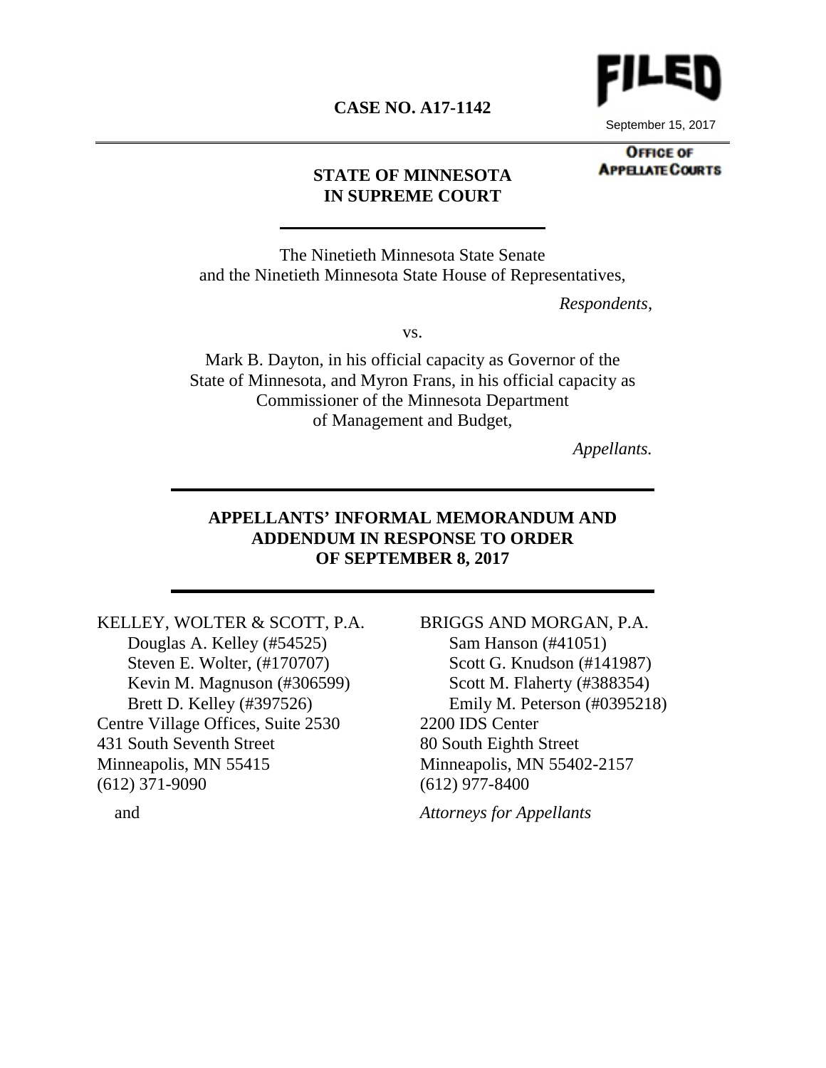**CASE NO. A17-1142**

FILED
September 15, 2017
OFFICE OF APPELLATE COURTS

**STATE OF MINNESOTA**
**IN SUPREME COURT**

---

The Ninetieth Minnesota State Senate
and the Ninetieth Minnesota State House of Representatives,

*Respondents,*

vs.

Mark B. Dayton, in his official capacity as Governor of the State of Minnesota, and Myron Frans, in his official capacity as Commissioner of the Minnesota Department of Management and Budget,

*Appellants.*

---

**APPELLANTS' INFORMAL MEMORANDUM AND ADDENDUM IN RESPONSE TO ORDER OF SEPTEMBER 8, 2017**

---

KELLEY, WOLTER & SCOTT, P.A.
Douglas A. Kelley (#54525)
Steven E. Wolter, (#170707)
Kevin M. Magnuson (#306599)
Brett D. Kelley (#397526)
Centre Village Offices, Suite 2530
431 South Seventh Street
Minneapolis, MN 55415
(612) 371-9090

and

BRIGGS AND MORGAN, P.A.
Sam Hanson (#41051)
Scott G. Knudson (#141987)
Scott M. Flaherty (#388354)
Emily M. Peterson (#0395218)
2200 IDS Center
80 South Eighth Street
Minneapolis, MN 55402-2157
(612) 977-8400

*Attorneys for Appellants*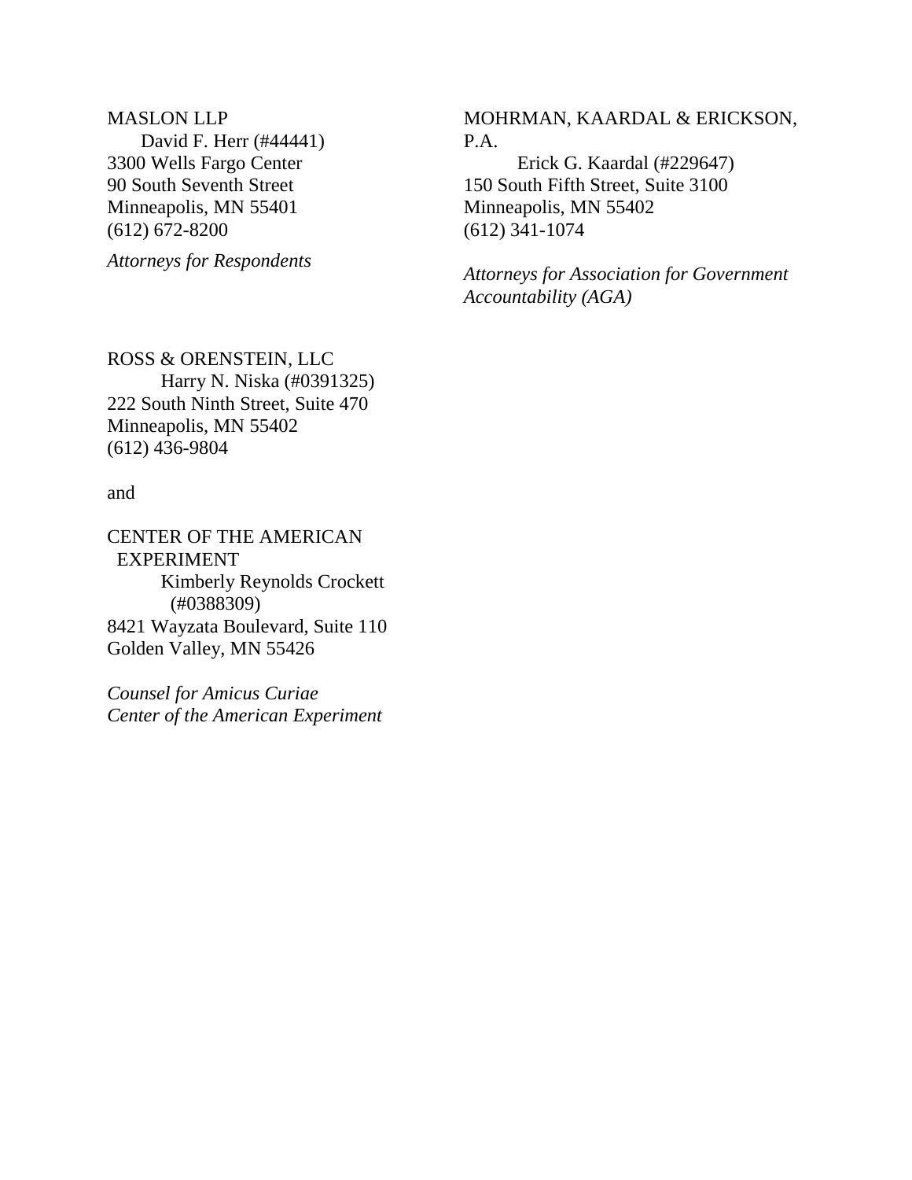MASLON LLP
David F. Herr (#44441)
3300 Wells Fargo Center
90 South Seventh Street
Minneapolis, MN 55401
(612) 672-8200

*Attorneys for Respondents*

MOHRMAN, KAARDAL & ERICKSON, P.A.
Erick G. Kaardal (#229647)
150 South Fifth Street, Suite 3100
Minneapolis, MN 55402
(612) 341-1074

*Attorneys for Association for Government Accountability (AGA)*

ROSS & ORENSTEIN, LLC
Harry N. Niska (#0391325)
222 South Ninth Street, Suite 470
Minneapolis, MN 55402
(612) 436-9804

and

CENTER OF THE AMERICAN EXPERIMENT
Kimberly Reynolds Crockett (#0388309)
8421 Wayzata Boulevard, Suite 110
Golden Valley, MN 55426

*Counsel for Amicus Curiae Center of the American Experiment*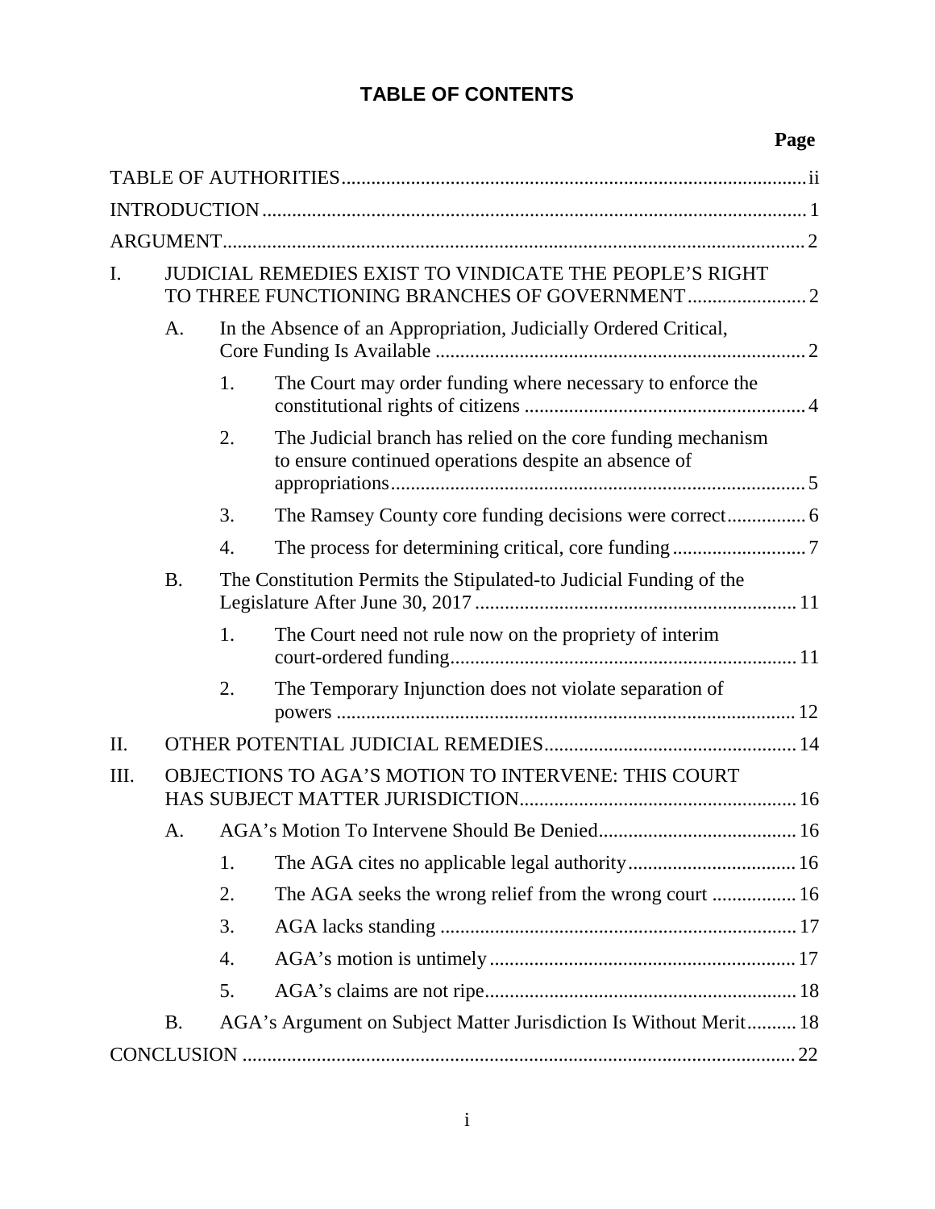# TABLE OF CONTENTS

| | | | | Page |
|---|---|---|---|---|
| TABLE OF AUTHORITIES | | | | ii |
| INTRODUCTION | | | | 1 |
| ARGUMENT | | | | 2 |
| I. | JUDICIAL REMEDIES EXIST TO VINDICATE THE PEOPLE'S RIGHT TO THREE FUNCTIONING BRANCHES OF GOVERNMENT | | | 2 |
| | A. | In the Absence of an Appropriation, Judicially Ordered Critical, Core Funding Is Available | | 2 |
| | | 1. | The Court may order funding where necessary to enforce the constitutional rights of citizens | 4 |
| | | 2. | The Judicial branch has relied on the core funding mechanism to ensure continued operations despite an absence of appropriations | 5 |
| | | 3. | The Ramsey County core funding decisions were correct | 6 |
| | | 4. | The process for determining critical, core funding | 7 |
| | B. | The Constitution Permits the Stipulated-to Judicial Funding of the Legislature After June 30, 2017 | | 11 |
| | | 1. | The Court need not rule now on the propriety of interim court-ordered funding | 11 |
| | | 2. | The Temporary Injunction does not violate separation of powers | 12 |
| II. | OTHER POTENTIAL JUDICIAL REMEDIES | | | 14 |
| III. | OBJECTIONS TO AGA'S MOTION TO INTERVENE: THIS COURT HAS SUBJECT MATTER JURISDICTION | | | 16 |
| | A. | AGA's Motion To Intervene Should Be Denied | | 16 |
| | | 1. | The AGA cites no applicable legal authority | 16 |
| | | 2. | The AGA seeks the wrong relief from the wrong court | 16 |
| | | 3. | AGA lacks standing | 17 |
| | | 4. | AGA's motion is untimely | 17 |
| | | 5. | AGA's claims are not ripe | 18 |
| | B. | AGA's Argument on Subject Matter Jurisdiction Is Without Merit | | 18 |
| CONCLUSION | | | | 22 |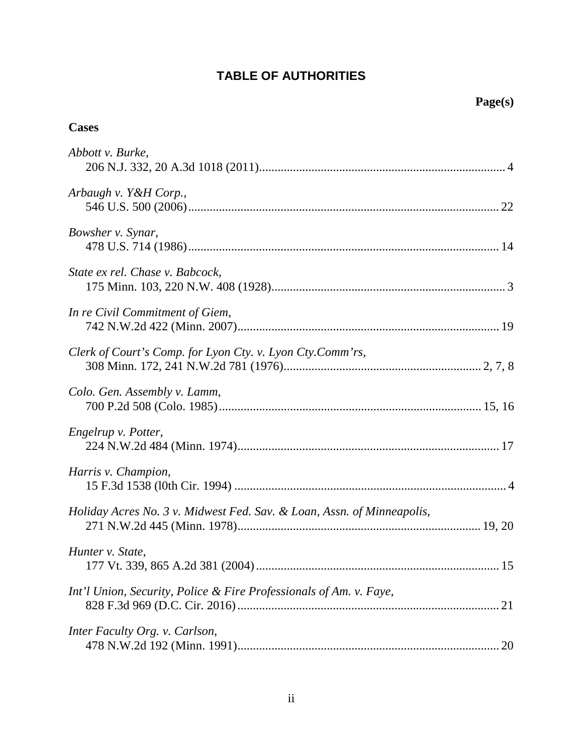# TABLE OF AUTHORITIES

**Page(s)**

**Cases**

*Abbott v. Burke*,
206 N.J. 332, 20 A.3d 1018 (2011)............................................................................... 4

*Arbaugh v. Y&H Corp.*,
546 U.S. 500 (2006)................................................................................................... 22

*Bowsher v. Synar*,
478 U.S. 714 (1986)................................................................................................... 14

*State ex rel. Chase v. Babcock*,
175 Minn. 103, 220 N.W. 408 (1928)........................................................................... 3

*In re Civil Commitment of Giem*,
742 N.W.2d 422 (Minn. 2007).................................................................................... 19

*Clerk of Court's Comp. for Lyon Cty. v. Lyon Cty.Comm'rs*,
308 Minn. 172, 241 N.W.2d 781 (1976)............................................................... 2, 7, 8

*Colo. Gen. Assembly v. Lamm*,
700 P.2d 508 (Colo. 1985).................................................................................... 15, 16

*Engelrup v. Potter*,
224 N.W.2d 484 (Minn. 1974).................................................................................... 17

*Harris v. Champion*,
15 F.3d 1538 (l0th Cir. 1994) ....................................................................................... 4

*Holiday Acres No. 3 v. Midwest Fed. Sav. & Loan, Assn. of Minneapolis*,
271 N.W.2d 445 (Minn. 1978)............................................................................. 19, 20

*Hunter v. State*,
177 Vt. 339, 865 A.2d 381 (2004).............................................................................. 15

*Int'l Union, Security, Police & Fire Professionals of Am. v. Faye*,
828 F.3d 969 (D.C. Cir. 2016).................................................................................... 21

*Inter Faculty Org. v. Carlson*,
478 N.W.2d 192 (Minn. 1991).................................................................................... 20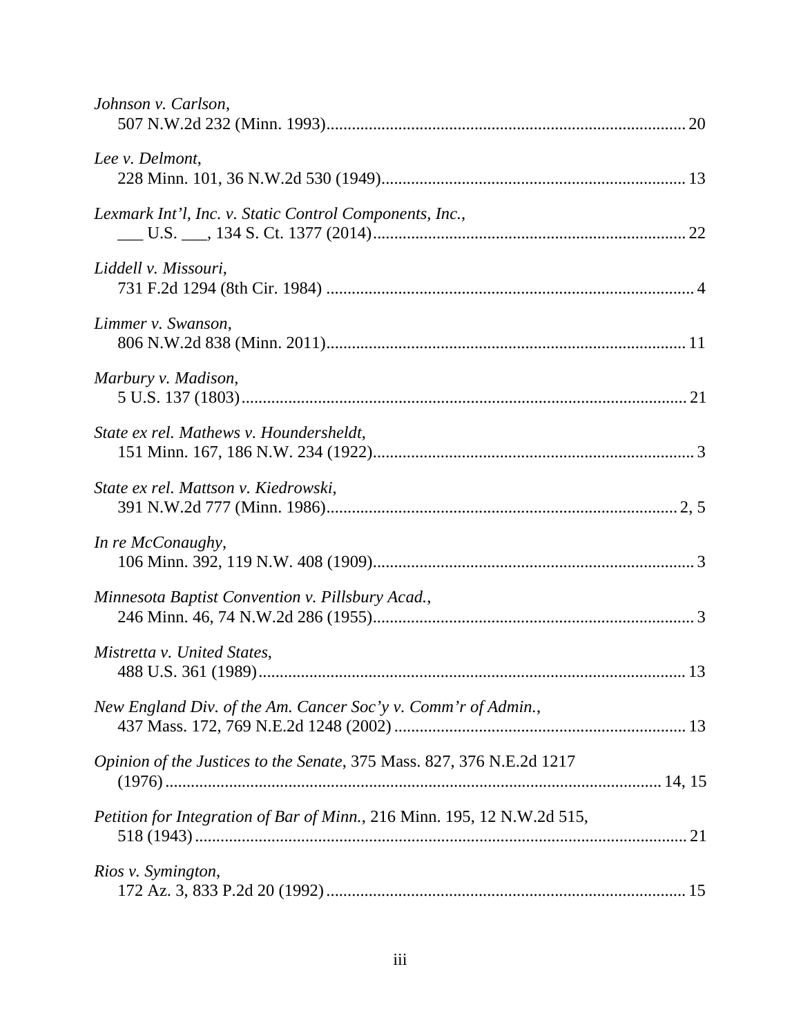*Johnson v. Carlson*,
507 N.W.2d 232 (Minn. 1993).................................................................................... 20

*Lee v. Delmont*,
228 Minn. 101, 36 N.W.2d 530 (1949)....................................................................... 13

*Lexmark Int'l, Inc. v. Static Control Components, Inc.*,
___ U.S. ___, 134 S. Ct. 1377 (2014)......................................................................... 22

*Liddell v. Missouri*,
731 F.2d 1294 (8th Cir. 1984) ...................................................................................... 4

*Limmer v. Swanson*,
806 N.W.2d 838 (Minn. 2011).................................................................................... 11

*Marbury v. Madison*,
5 U.S. 137 (1803)........................................................................................................ 21

*State ex rel. Mathews v. Houndersheldt*,
151 Minn. 167, 186 N.W. 234 (1922)........................................................................... 3

*State ex rel. Mattson v. Kiedrowski*,
391 N.W.2d 777 (Minn. 1986)................................................................................. 2, 5

*In re McConaughy*,
106 Minn. 392, 119 N.W. 408 (1909)........................................................................... 3

*Minnesota Baptist Convention v. Pillsbury Acad.*,
246 Minn. 46, 74 N.W.2d 286 (1955)........................................................................... 3

*Mistretta v. United States*,
488 U.S. 361 (1989).................................................................................................... 13

*New England Div. of the Am. Cancer Soc'y v. Comm'r of Admin.*,
437 Mass. 172, 769 N.E.2d 1248 (2002) .................................................................... 13

*Opinion of the Justices to the Senate*, 375 Mass. 827, 376 N.E.2d 1217
(1976) .................................................................................................................... 14, 15

*Petition for Integration of Bar of Minn.*, 216 Minn. 195, 12 N.W.2d 515,
518 (1943) ................................................................................................................... 21

*Rios v. Symington*,
172 Az. 3, 833 P.2d 20 (1992) .................................................................................... 15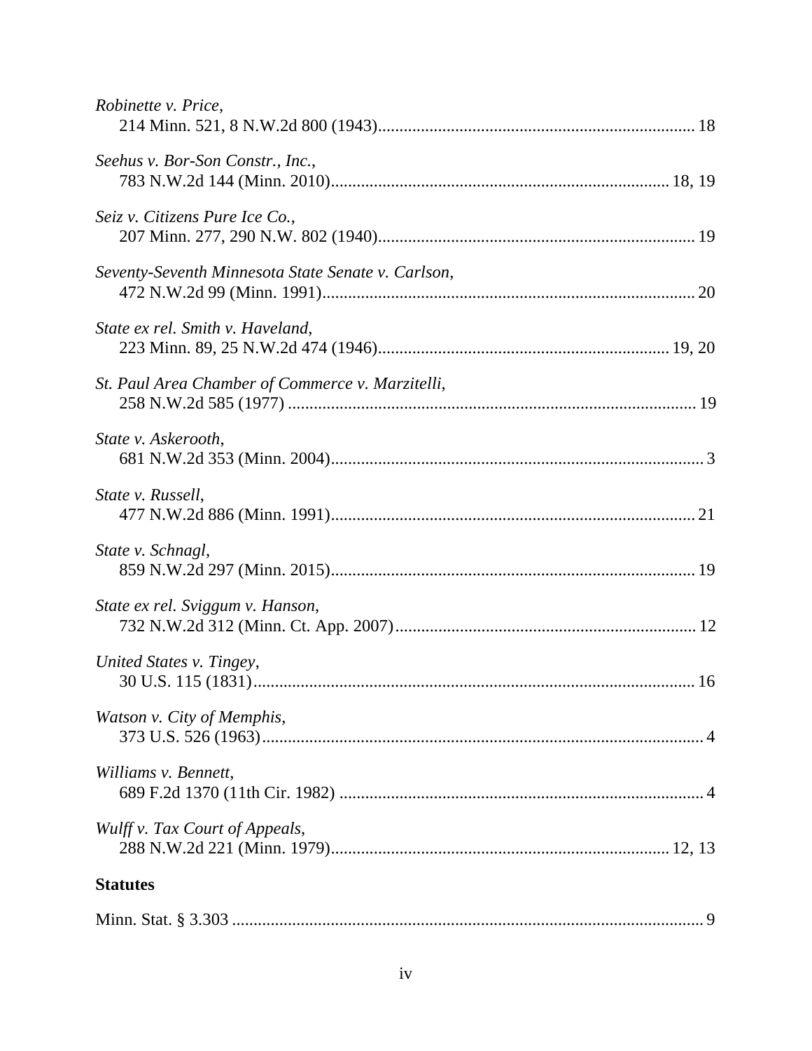*Robinette v. Price*,
214 Minn. 521, 8 N.W.2d 800 (1943)........................................................................ 18

*Seehus v. Bor-Son Constr., Inc.*,
783 N.W.2d 144 (Minn. 2010).............................................................................. 18, 19

*Seiz v. Citizens Pure Ice Co.*,
207 Minn. 277, 290 N.W. 802 (1940)........................................................................ 19

*Seventy-Seventh Minnesota State Senate v. Carlson*,
472 N.W.2d 99 (Minn. 1991)...................................................................................... 20

*State ex rel. Smith v. Haveland*,
223 Minn. 89, 25 N.W.2d 474 (1946).................................................................. 19, 20

*St. Paul Area Chamber of Commerce v. Marzitelli*,
258 N.W.2d 585 (1977) .............................................................................................. 19

*State v. Askerooth*,
681 N.W.2d 353 (Minn. 2004)...................................................................................... 3

*State v. Russell*,
477 N.W.2d 886 (Minn. 1991).................................................................................... 21

*State v. Schnagl*,
859 N.W.2d 297 (Minn. 2015).................................................................................... 19

*State ex rel. Sviggum v. Hanson*,
732 N.W.2d 312 (Minn. Ct. App. 2007)..................................................................... 12

*United States v. Tingey*,
30 U.S. 115 (1831)...................................................................................................... 16

*Watson v. City of Memphis*,
373 U.S. 526 (1963)...................................................................................................... 4

*Williams v. Bennett*,
689 F.2d 1370 (11th Cir. 1982) .................................................................................... 4

*Wulff v. Tax Court of Appeals*,
288 N.W.2d 221 (Minn. 1979).............................................................................. 12, 13

**Statutes**

Minn. Stat. § 3.303 ............................................................................................................ 9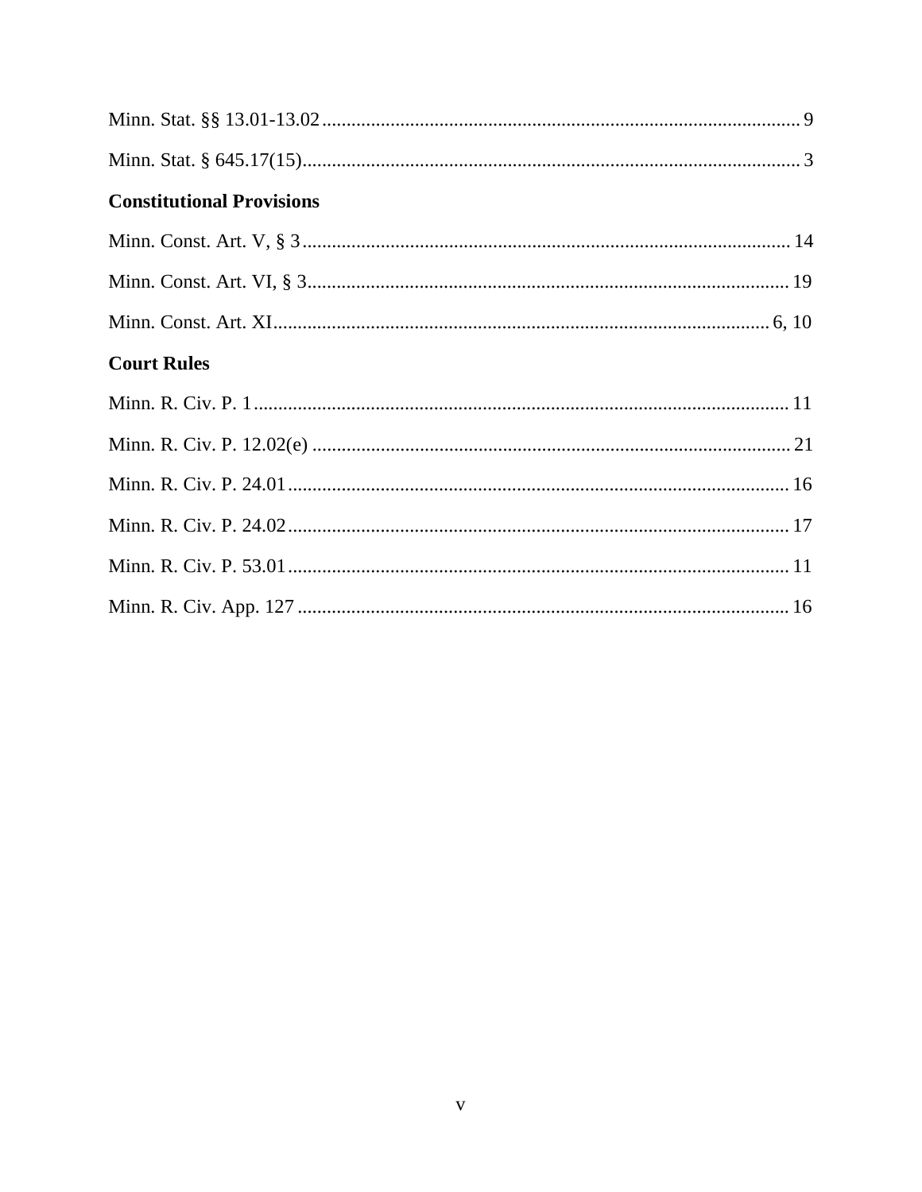Minn. Stat. §§ 13.01-13.02 .................................................................................................. 9

Minn. Stat. § 645.17(15) ........................................................................................................ 3

**Constitutional Provisions**

Minn. Const. Art. V, § 3 ....................................................................................................... 14

Minn. Const. Art. VI, § 3 ...................................................................................................... 19

Minn. Const. Art. XI ........................................................................................................ 6, 10

**Court Rules**

Minn. R. Civ. P. 1 ................................................................................................................ 11

Minn. R. Civ. P. 12.02(e) ..................................................................................................... 21

Minn. R. Civ. P. 24.01 .......................................................................................................... 16

Minn. R. Civ. P. 24.02 .......................................................................................................... 17

Minn. R. Civ. P. 53.01 .......................................................................................................... 11

Minn. R. Civ. App. 127 ........................................................................................................ 16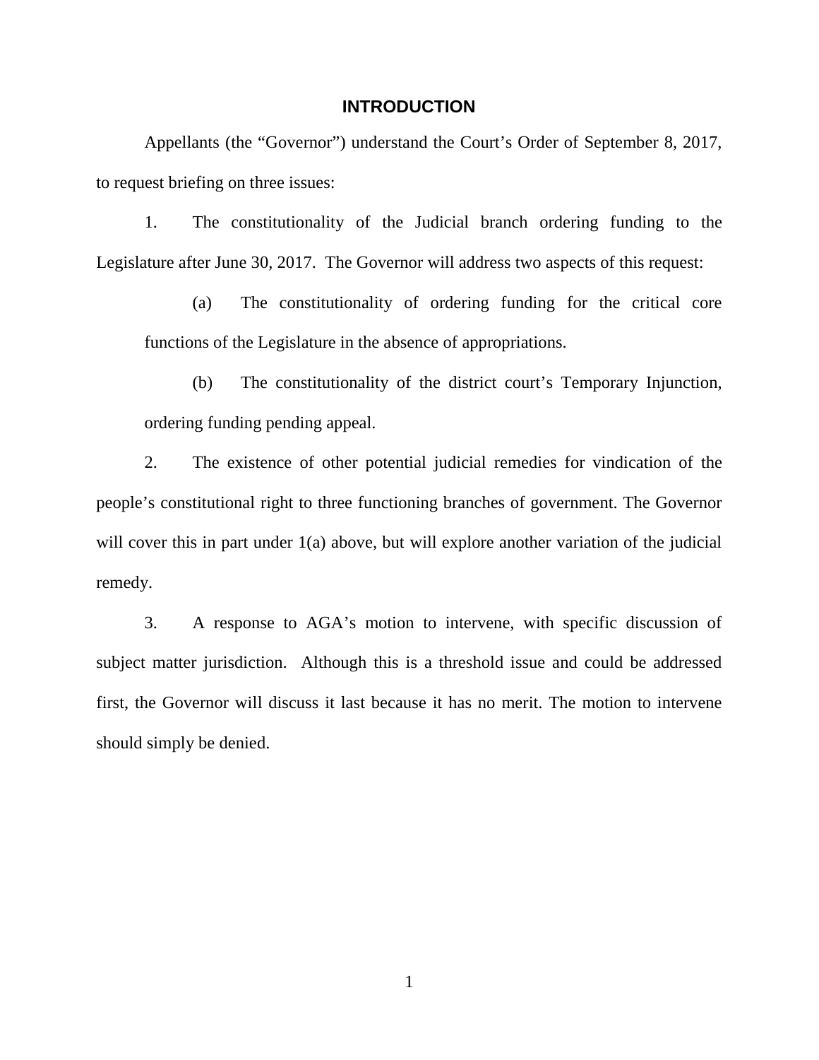## INTRODUCTION

Appellants (the "Governor") understand the Court's Order of September 8, 2017, to request briefing on three issues:

1. The constitutionality of the Judicial branch ordering funding to the Legislature after June 30, 2017. The Governor will address two aspects of this request:

   (a) The constitutionality of ordering funding for the critical core functions of the Legislature in the absence of appropriations.

   (b) The constitutionality of the district court's Temporary Injunction, ordering funding pending appeal.

2. The existence of other potential judicial remedies for vindication of the people's constitutional right to three functioning branches of government. The Governor will cover this in part under 1(a) above, but will explore another variation of the judicial remedy.

3. A response to AGA's motion to intervene, with specific discussion of subject matter jurisdiction. Although this is a threshold issue and could be addressed first, the Governor will discuss it last because it has no merit. The motion to intervene should simply be denied.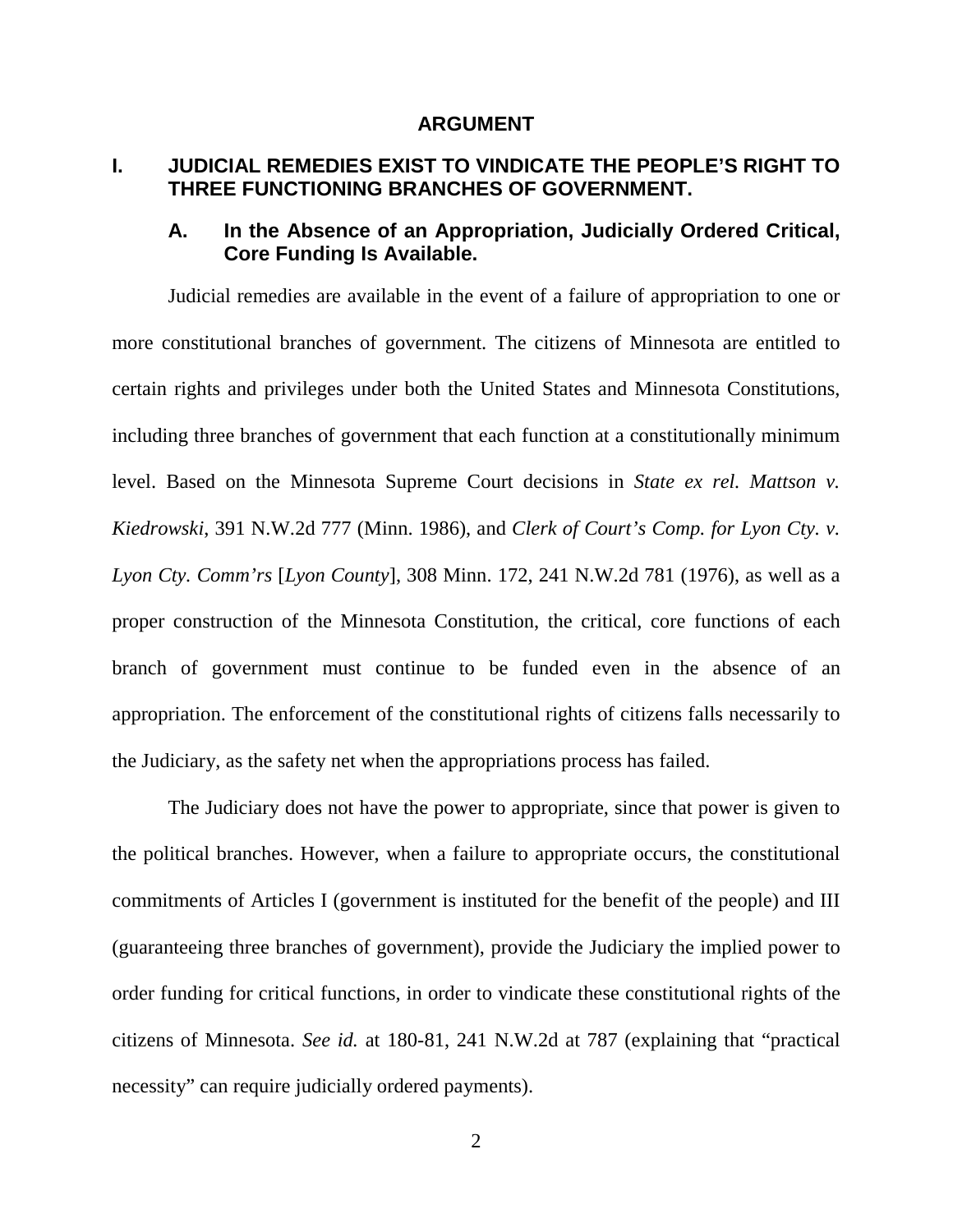# ARGUMENT

## I. JUDICIAL REMEDIES EXIST TO VINDICATE THE PEOPLE'S RIGHT TO THREE FUNCTIONING BRANCHES OF GOVERNMENT.

### A. In the Absence of an Appropriation, Judicially Ordered Critical, Core Funding Is Available.

Judicial remedies are available in the event of a failure of appropriation to one or more constitutional branches of government. The citizens of Minnesota are entitled to certain rights and privileges under both the United States and Minnesota Constitutions, including three branches of government that each function at a constitutionally minimum level. Based on the Minnesota Supreme Court decisions in *State ex rel. Mattson v. Kiedrowski*, 391 N.W.2d 777 (Minn. 1986), and *Clerk of Court's Comp. for Lyon Cty. v. Lyon Cty. Comm'rs* [*Lyon County*], 308 Minn. 172, 241 N.W.2d 781 (1976), as well as a proper construction of the Minnesota Constitution, the critical, core functions of each branch of government must continue to be funded even in the absence of an appropriation. The enforcement of the constitutional rights of citizens falls necessarily to the Judiciary, as the safety net when the appropriations process has failed.

The Judiciary does not have the power to appropriate, since that power is given to the political branches. However, when a failure to appropriate occurs, the constitutional commitments of Articles I (government is instituted for the benefit of the people) and III (guaranteeing three branches of government), provide the Judiciary the implied power to order funding for critical functions, in order to vindicate these constitutional rights of the citizens of Minnesota. *See id.* at 180-81, 241 N.W.2d at 787 (explaining that "practical necessity" can require judicially ordered payments).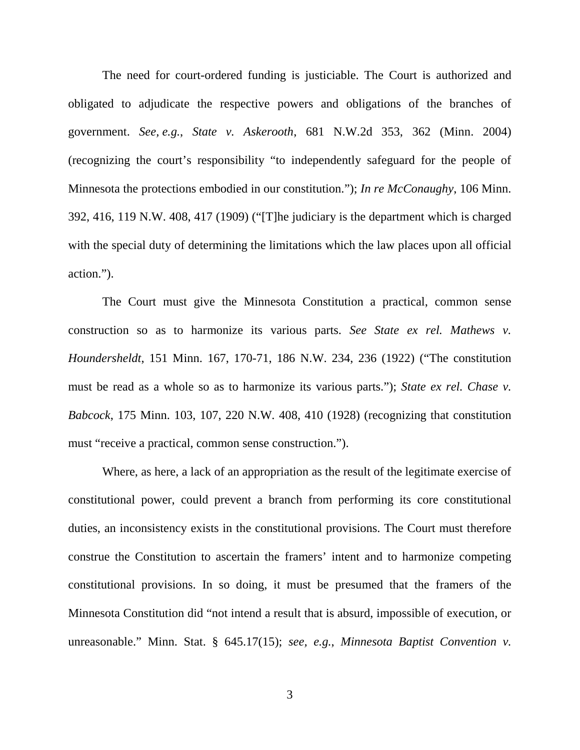The need for court-ordered funding is justiciable. The Court is authorized and obligated to adjudicate the respective powers and obligations of the branches of government. *See, e.g.*, *State v. Askerooth*, 681 N.W.2d 353, 362 (Minn. 2004) (recognizing the court's responsibility "to independently safeguard for the people of Minnesota the protections embodied in our constitution."); *In re McConaughy*, 106 Minn. 392, 416, 119 N.W. 408, 417 (1909) ("[T]he judiciary is the department which is charged with the special duty of determining the limitations which the law places upon all official action.").

The Court must give the Minnesota Constitution a practical, common sense construction so as to harmonize its various parts. *See State ex rel. Mathews v. Houndersheldt*, 151 Minn. 167, 170-71, 186 N.W. 234, 236 (1922) ("The constitution must be read as a whole so as to harmonize its various parts."); *State ex rel. Chase v. Babcock*, 175 Minn. 103, 107, 220 N.W. 408, 410 (1928) (recognizing that constitution must "receive a practical, common sense construction.").

Where, as here, a lack of an appropriation as the result of the legitimate exercise of constitutional power, could prevent a branch from performing its core constitutional duties, an inconsistency exists in the constitutional provisions. The Court must therefore construe the Constitution to ascertain the framers' intent and to harmonize competing constitutional provisions. In so doing, it must be presumed that the framers of the Minnesota Constitution did "not intend a result that is absurd, impossible of execution, or unreasonable." Minn. Stat. § 645.17(15); *see, e.g.*, *Minnesota Baptist Convention v.*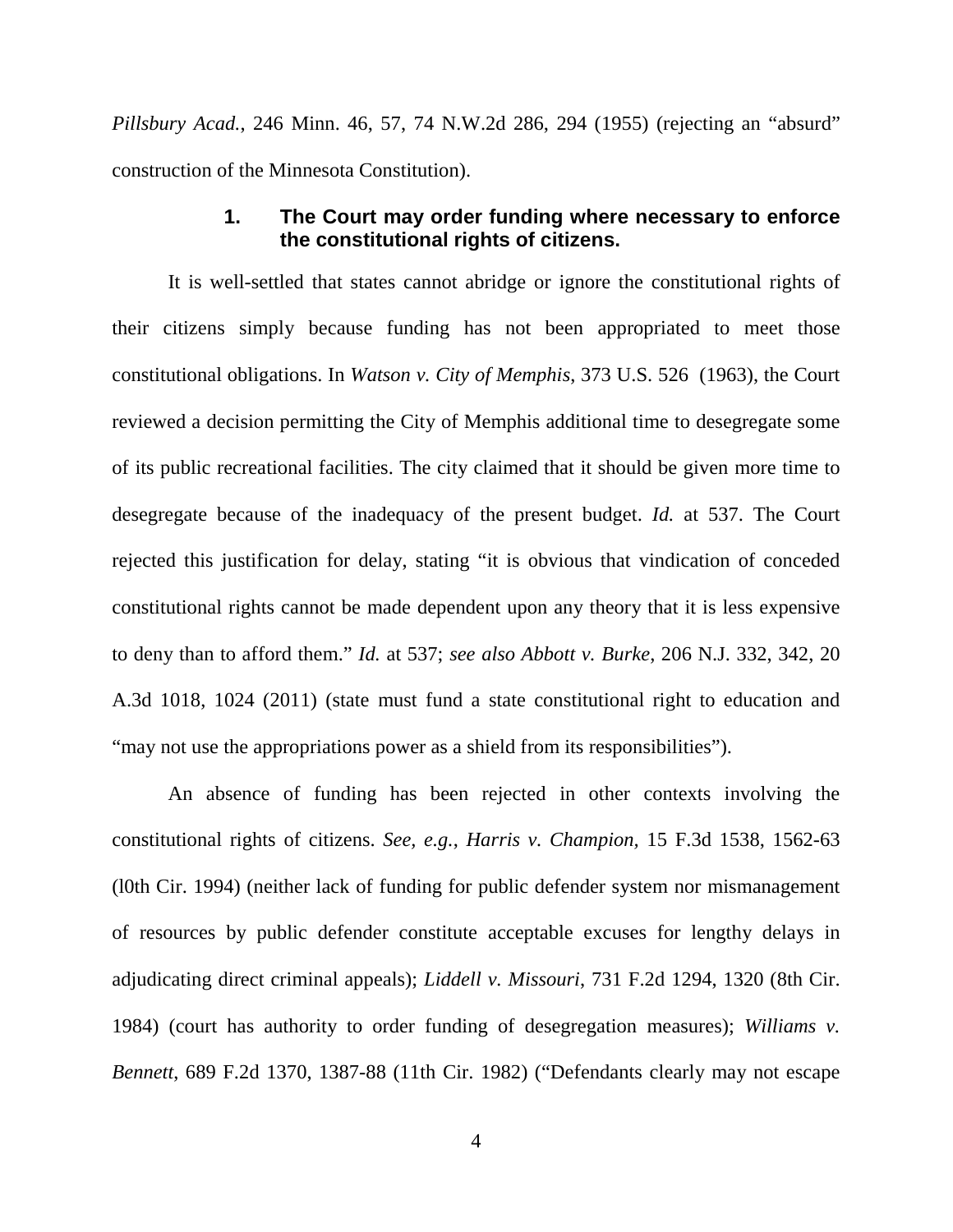*Pillsbury Acad.*, 246 Minn. 46, 57, 74 N.W.2d 286, 294 (1955) (rejecting an "absurd" construction of the Minnesota Constitution).

### 1. The Court may order funding where necessary to enforce the constitutional rights of citizens.

It is well-settled that states cannot abridge or ignore the constitutional rights of their citizens simply because funding has not been appropriated to meet those constitutional obligations. In *Watson v. City of Memphis*, 373 U.S. 526 (1963), the Court reviewed a decision permitting the City of Memphis additional time to desegregate some of its public recreational facilities. The city claimed that it should be given more time to desegregate because of the inadequacy of the present budget. *Id.* at 537. The Court rejected this justification for delay, stating "it is obvious that vindication of conceded constitutional rights cannot be made dependent upon any theory that it is less expensive to deny than to afford them." *Id.* at 537; *see also Abbott v. Burke*, 206 N.J. 332, 342, 20 A.3d 1018, 1024 (2011) (state must fund a state constitutional right to education and "may not use the appropriations power as a shield from its responsibilities").

An absence of funding has been rejected in other contexts involving the constitutional rights of citizens. *See, e.g.*, *Harris v. Champion*, 15 F.3d 1538, 1562-63 (l0th Cir. 1994) (neither lack of funding for public defender system nor mismanagement of resources by public defender constitute acceptable excuses for lengthy delays in adjudicating direct criminal appeals); *Liddell v. Missouri*, 731 F.2d 1294, 1320 (8th Cir. 1984) (court has authority to order funding of desegregation measures); *Williams v. Bennett*, 689 F.2d 1370, 1387-88 (11th Cir. 1982) ("Defendants clearly may not escape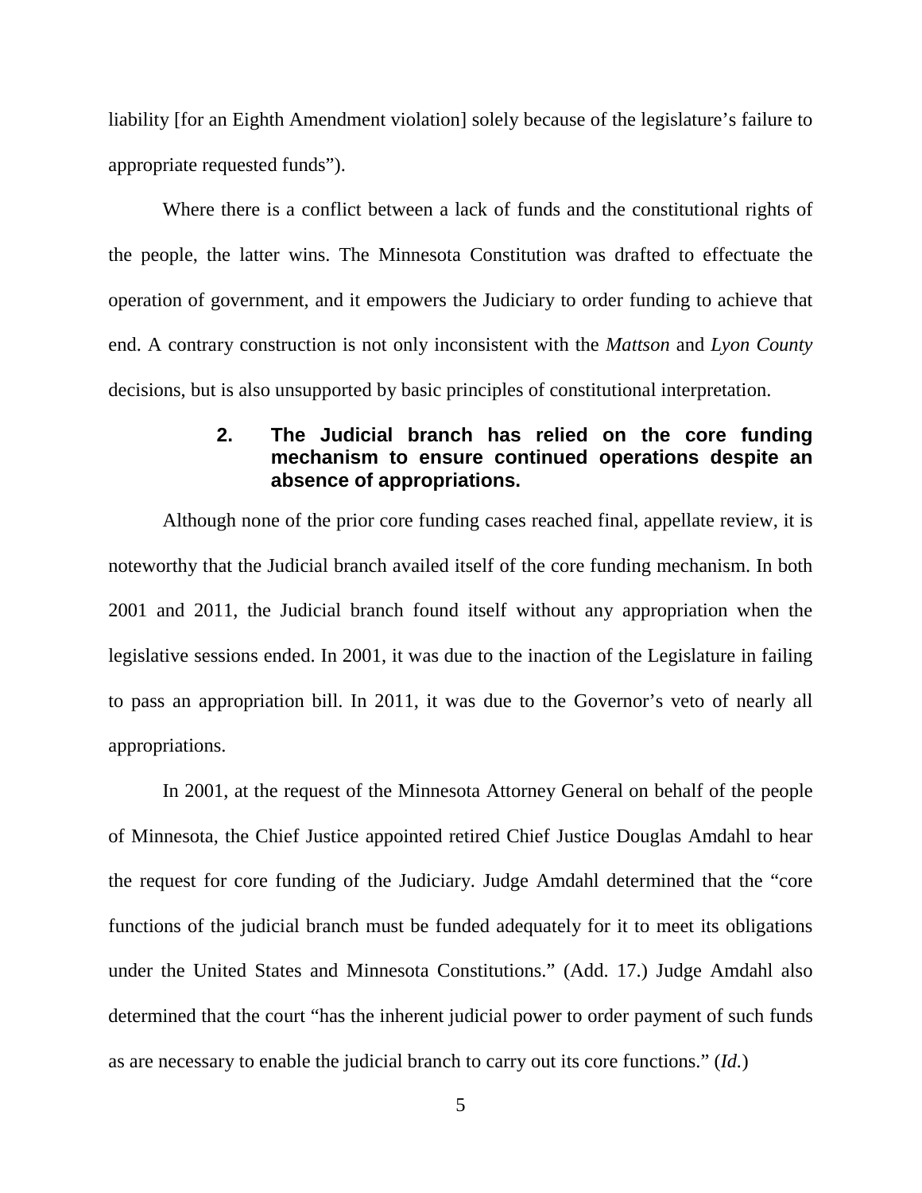liability [for an Eighth Amendment violation] solely because of the legislature's failure to appropriate requested funds").

Where there is a conflict between a lack of funds and the constitutional rights of the people, the latter wins. The Minnesota Constitution was drafted to effectuate the operation of government, and it empowers the Judiciary to order funding to achieve that end. A contrary construction is not only inconsistent with the *Mattson* and *Lyon County* decisions, but is also unsupported by basic principles of constitutional interpretation.

### 2. The Judicial branch has relied on the core funding mechanism to ensure continued operations despite an absence of appropriations.

Although none of the prior core funding cases reached final, appellate review, it is noteworthy that the Judicial branch availed itself of the core funding mechanism. In both 2001 and 2011, the Judicial branch found itself without any appropriation when the legislative sessions ended. In 2001, it was due to the inaction of the Legislature in failing to pass an appropriation bill. In 2011, it was due to the Governor's veto of nearly all appropriations.

In 2001, at the request of the Minnesota Attorney General on behalf of the people of Minnesota, the Chief Justice appointed retired Chief Justice Douglas Amdahl to hear the request for core funding of the Judiciary. Judge Amdahl determined that the "core functions of the judicial branch must be funded adequately for it to meet its obligations under the United States and Minnesota Constitutions." (Add. 17.) Judge Amdahl also determined that the court "has the inherent judicial power to order payment of such funds as are necessary to enable the judicial branch to carry out its core functions." (*Id.*)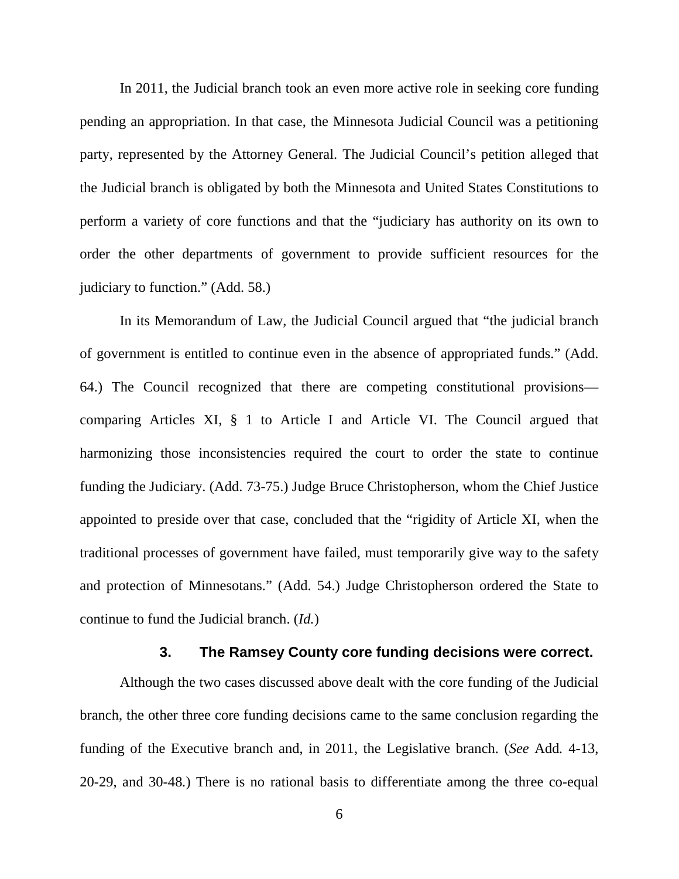In 2011, the Judicial branch took an even more active role in seeking core funding pending an appropriation. In that case, the Minnesota Judicial Council was a petitioning party, represented by the Attorney General. The Judicial Council's petition alleged that the Judicial branch is obligated by both the Minnesota and United States Constitutions to perform a variety of core functions and that the "judiciary has authority on its own to order the other departments of government to provide sufficient resources for the judiciary to function." (Add. 58.)

In its Memorandum of Law, the Judicial Council argued that "the judicial branch of government is entitled to continue even in the absence of appropriated funds." (Add. 64.) The Council recognized that there are competing constitutional provisions—comparing Articles XI, § 1 to Article I and Article VI. The Council argued that harmonizing those inconsistencies required the court to order the state to continue funding the Judiciary. (Add. 73-75.) Judge Bruce Christopherson, whom the Chief Justice appointed to preside over that case, concluded that the "rigidity of Article XI, when the traditional processes of government have failed, must temporarily give way to the safety and protection of Minnesotans." (Add. 54.) Judge Christopherson ordered the State to continue to fund the Judicial branch. (*Id.*)

### 3. The Ramsey County core funding decisions were correct.

Although the two cases discussed above dealt with the core funding of the Judicial branch, the other three core funding decisions came to the same conclusion regarding the funding of the Executive branch and, in 2011, the Legislative branch. (*See* Add. 4-13, 20-29, and 30-48.) There is no rational basis to differentiate among the three co-equal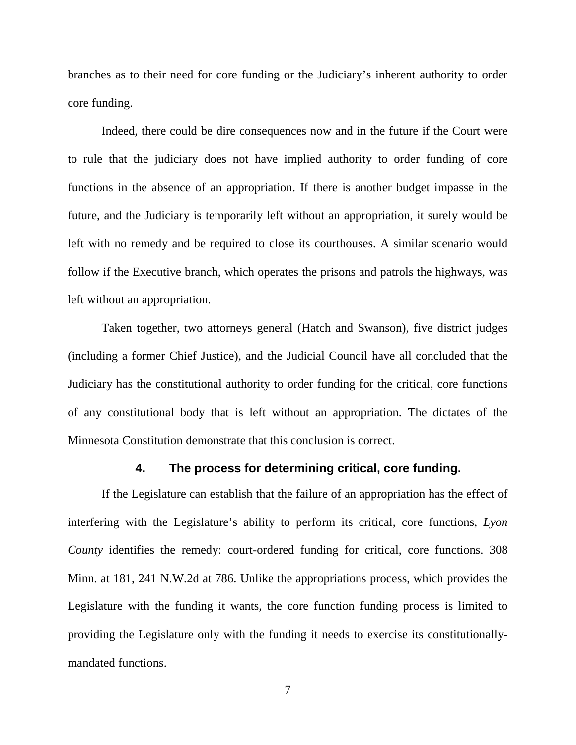branches as to their need for core funding or the Judiciary's inherent authority to order core funding.

Indeed, there could be dire consequences now and in the future if the Court were to rule that the judiciary does not have implied authority to order funding of core functions in the absence of an appropriation. If there is another budget impasse in the future, and the Judiciary is temporarily left without an appropriation, it surely would be left with no remedy and be required to close its courthouses. A similar scenario would follow if the Executive branch, which operates the prisons and patrols the highways, was left without an appropriation.

Taken together, two attorneys general (Hatch and Swanson), five district judges (including a former Chief Justice), and the Judicial Council have all concluded that the Judiciary has the constitutional authority to order funding for the critical, core functions of any constitutional body that is left without an appropriation. The dictates of the Minnesota Constitution demonstrate that this conclusion is correct.

#### 4. The process for determining critical, core funding.

If the Legislature can establish that the failure of an appropriation has the effect of interfering with the Legislature's ability to perform its critical, core functions, *Lyon County* identifies the remedy: court-ordered funding for critical, core functions. 308 Minn. at 181, 241 N.W.2d at 786. Unlike the appropriations process, which provides the Legislature with the funding it wants, the core function funding process is limited to providing the Legislature only with the funding it needs to exercise its constitutionally-mandated functions.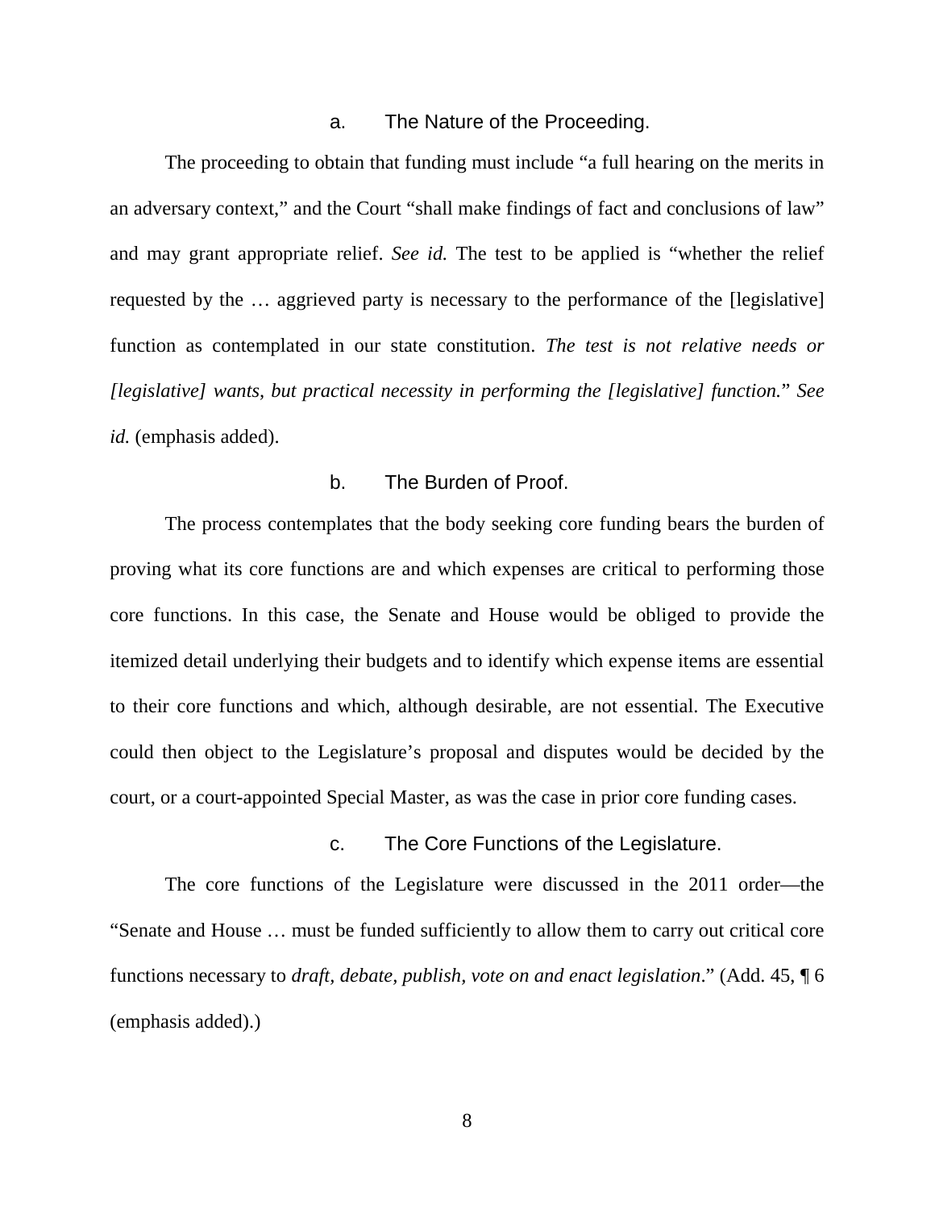### a. The Nature of the Proceeding.

The proceeding to obtain that funding must include "a full hearing on the merits in an adversary context," and the Court "shall make findings of fact and conclusions of law" and may grant appropriate relief. *See id.* The test to be applied is "whether the relief requested by the … aggrieved party is necessary to the performance of the [legislative] function as contemplated in our state constitution. *The test is not relative needs or [legislative] wants, but practical necessity in performing the [legislative] function.*" *See id.* (emphasis added).

### b. The Burden of Proof.

The process contemplates that the body seeking core funding bears the burden of proving what its core functions are and which expenses are critical to performing those core functions. In this case, the Senate and House would be obliged to provide the itemized detail underlying their budgets and to identify which expense items are essential to their core functions and which, although desirable, are not essential. The Executive could then object to the Legislature's proposal and disputes would be decided by the court, or a court-appointed Special Master, as was the case in prior core funding cases.

### c. The Core Functions of the Legislature.

The core functions of the Legislature were discussed in the 2011 order—the "Senate and House … must be funded sufficiently to allow them to carry out critical core functions necessary to *draft, debate, publish, vote on and enact legislation*." (Add. 45, ¶ 6 (emphasis added).)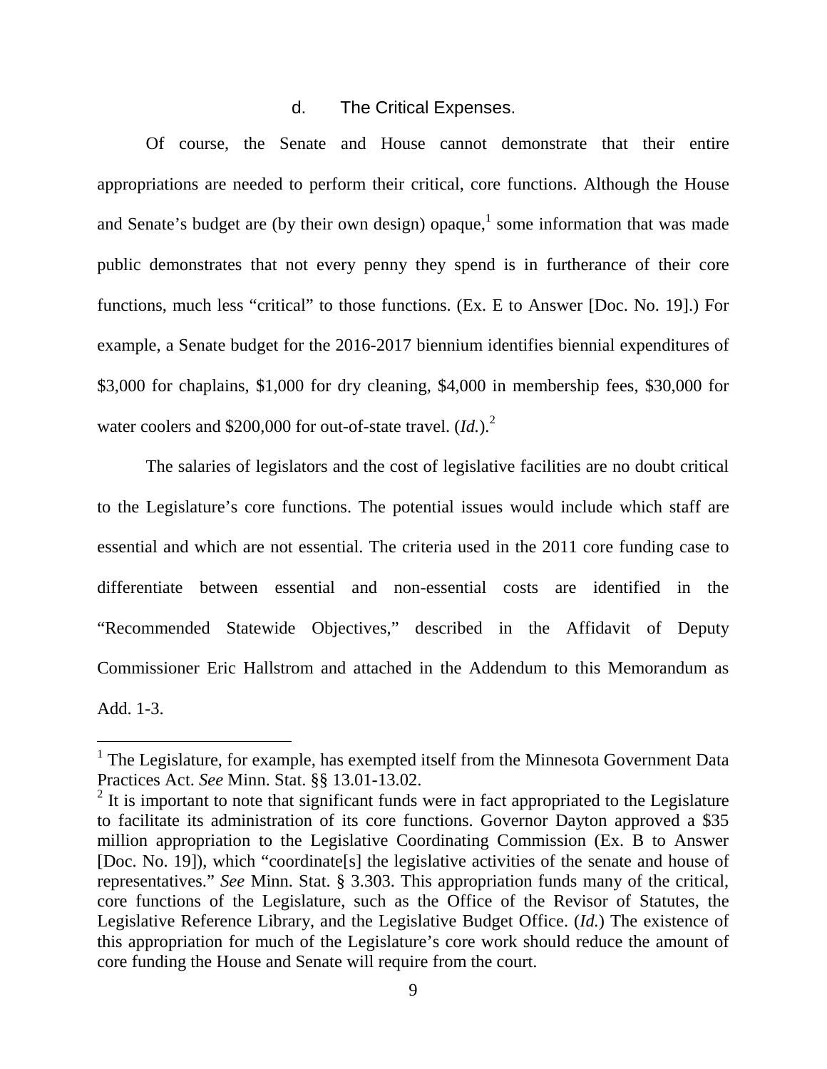### d. The Critical Expenses.

Of course, the Senate and House cannot demonstrate that their entire appropriations are needed to perform their critical, core functions. Although the House and Senate's budget are (by their own design) opaque,[1] some information that was made public demonstrates that not every penny they spend is in furtherance of their core functions, much less "critical" to those functions. (Ex. E to Answer [Doc. No. 19].) For example, a Senate budget for the 2016-2017 biennium identifies biennial expenditures of $3,000 for chaplains, $1,000 for dry cleaning, $4,000 in membership fees, $30,000 for water coolers and $200,000 for out-of-state travel. (*Id.*).[2]

The salaries of legislators and the cost of legislative facilities are no doubt critical to the Legislature's core functions. The potential issues would include which staff are essential and which are not essential. The criteria used in the 2011 core funding case to differentiate between essential and non-essential costs are identified in the "Recommended Statewide Objectives," described in the Affidavit of Deputy Commissioner Eric Hallstrom and attached in the Addendum to this Memorandum as Add. 1-3.

[1] The Legislature, for example, has exempted itself from the Minnesota Government Data Practices Act. *See* Minn. Stat. §§ 13.01-13.02.

[2] It is important to note that significant funds were in fact appropriated to the Legislature to facilitate its administration of its core functions. Governor Dayton approved a $35 million appropriation to the Legislative Coordinating Commission (Ex. B to Answer [Doc. No. 19]), which "coordinate[s] the legislative activities of the senate and house of representatives." *See* Minn. Stat. § 3.303. This appropriation funds many of the critical, core functions of the Legislature, such as the Office of the Revisor of Statutes, the Legislative Reference Library, and the Legislative Budget Office. (*Id.*) The existence of this appropriation for much of the Legislature's core work should reduce the amount of core funding the House and Senate will require from the court.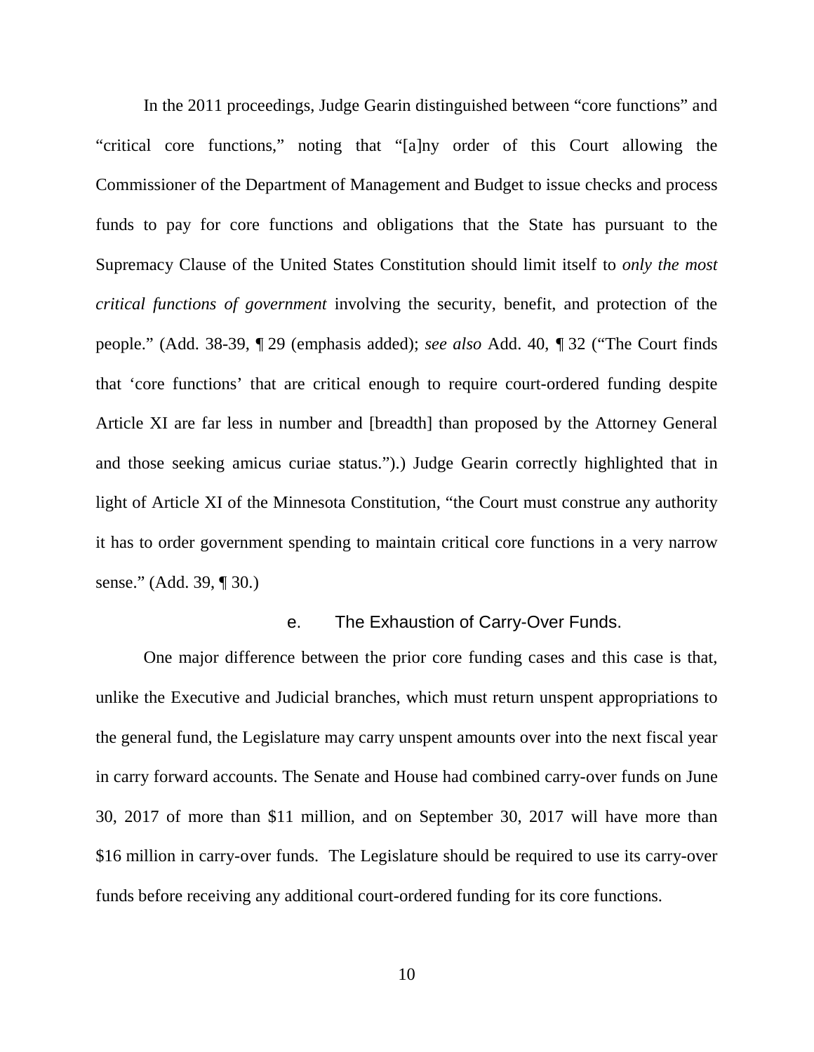In the 2011 proceedings, Judge Gearin distinguished between "core functions" and "critical core functions," noting that "[a]ny order of this Court allowing the Commissioner of the Department of Management and Budget to issue checks and process funds to pay for core functions and obligations that the State has pursuant to the Supremacy Clause of the United States Constitution should limit itself to *only the most critical functions of government* involving the security, benefit, and protection of the people." (Add. 38-39, ¶ 29 (emphasis added); *see also* Add. 40, ¶ 32 ("The Court finds that 'core functions' that are critical enough to require court-ordered funding despite Article XI are far less in number and [breadth] than proposed by the Attorney General and those seeking amicus curiae status.").) Judge Gearin correctly highlighted that in light of Article XI of the Minnesota Constitution, "the Court must construe any authority it has to order government spending to maintain critical core functions in a very narrow sense." (Add. 39, ¶ 30.)

#### e. The Exhaustion of Carry-Over Funds.

One major difference between the prior core funding cases and this case is that, unlike the Executive and Judicial branches, which must return unspent appropriations to the general fund, the Legislature may carry unspent amounts over into the next fiscal year in carry forward accounts. The Senate and House had combined carry-over funds on June 30, 2017 of more than $11 million, and on September 30, 2017 will have more than $16 million in carry-over funds. The Legislature should be required to use its carry-over funds before receiving any additional court-ordered funding for its core functions.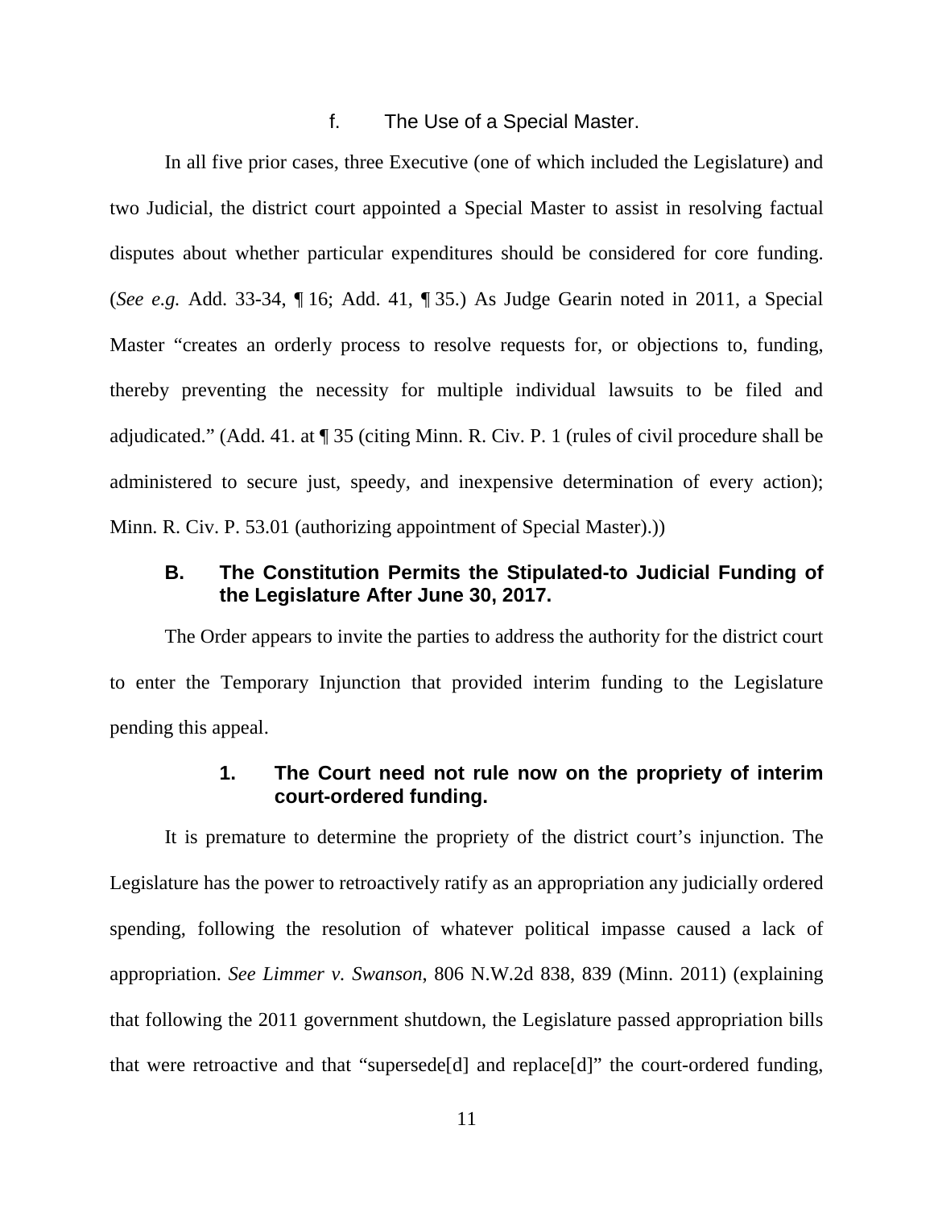#### f. The Use of a Special Master.

In all five prior cases, three Executive (one of which included the Legislature) and two Judicial, the district court appointed a Special Master to assist in resolving factual disputes about whether particular expenditures should be considered for core funding. (*See e.g.* Add. 33-34, ¶ 16; Add. 41, ¶ 35.) As Judge Gearin noted in 2011, a Special Master "creates an orderly process to resolve requests for, or objections to, funding, thereby preventing the necessity for multiple individual lawsuits to be filed and adjudicated." (Add. 41. at ¶ 35 (citing Minn. R. Civ. P. 1 (rules of civil procedure shall be administered to secure just, speedy, and inexpensive determination of every action); Minn. R. Civ. P. 53.01 (authorizing appointment of Special Master).))

### B. The Constitution Permits the Stipulated-to Judicial Funding of the Legislature After June 30, 2017.

The Order appears to invite the parties to address the authority for the district court to enter the Temporary Injunction that provided interim funding to the Legislature pending this appeal.

#### 1. The Court need not rule now on the propriety of interim court-ordered funding.

It is premature to determine the propriety of the district court's injunction. The Legislature has the power to retroactively ratify as an appropriation any judicially ordered spending, following the resolution of whatever political impasse caused a lack of appropriation. *See Limmer v. Swanson*, 806 N.W.2d 838, 839 (Minn. 2011) (explaining that following the 2011 government shutdown, the Legislature passed appropriation bills that were retroactive and that "supersede[d] and replace[d]" the court-ordered funding,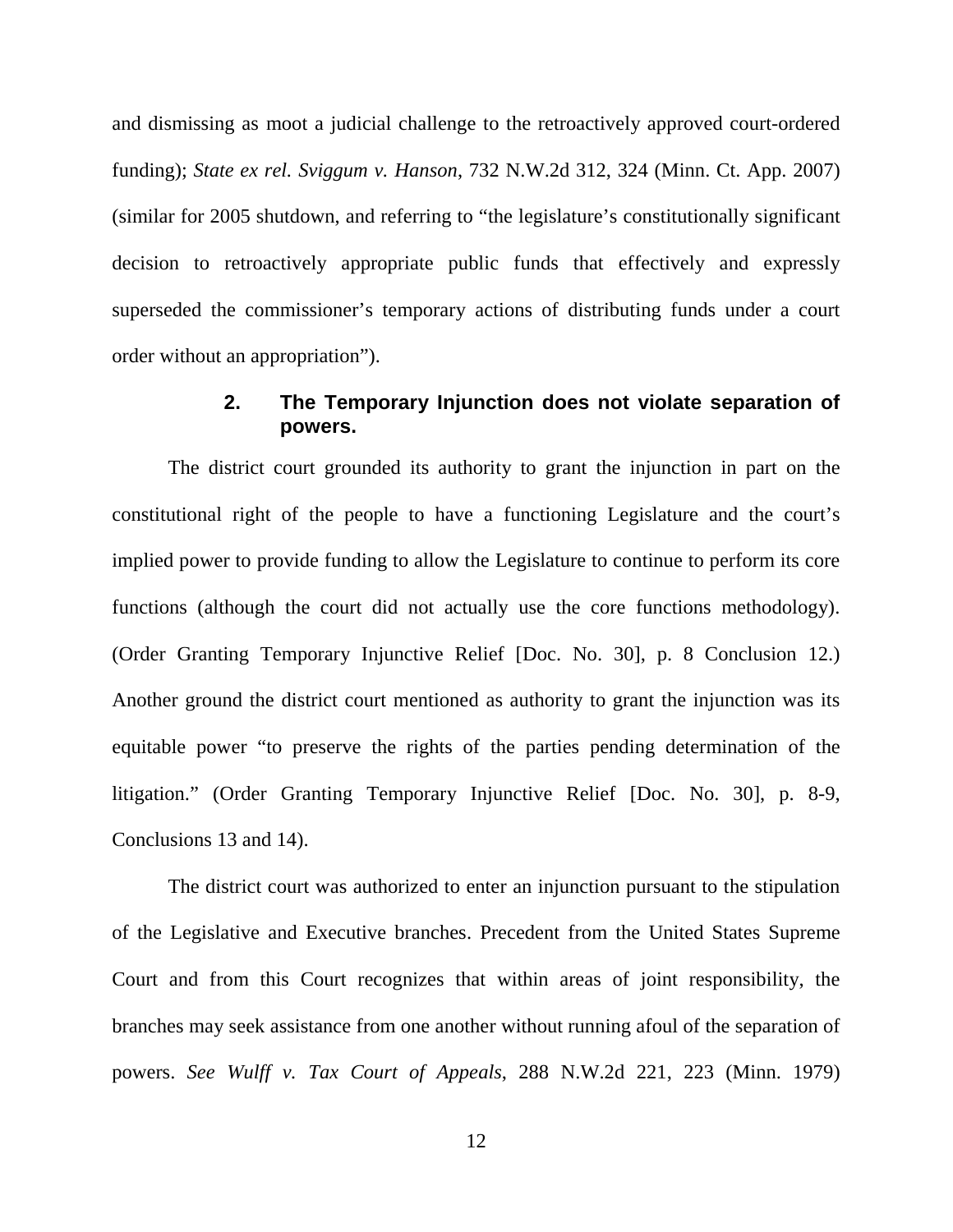and dismissing as moot a judicial challenge to the retroactively approved court-ordered funding); *State ex rel. Sviggum v. Hanson*, 732 N.W.2d 312, 324 (Minn. Ct. App. 2007) (similar for 2005 shutdown, and referring to "the legislature's constitutionally significant decision to retroactively appropriate public funds that effectively and expressly superseded the commissioner's temporary actions of distributing funds under a court order without an appropriation").

### 2. The Temporary Injunction does not violate separation of powers.

The district court grounded its authority to grant the injunction in part on the constitutional right of the people to have a functioning Legislature and the court's implied power to provide funding to allow the Legislature to continue to perform its core functions (although the court did not actually use the core functions methodology). (Order Granting Temporary Injunctive Relief [Doc. No. 30], p. 8 Conclusion 12.) Another ground the district court mentioned as authority to grant the injunction was its equitable power "to preserve the rights of the parties pending determination of the litigation." (Order Granting Temporary Injunctive Relief [Doc. No. 30], p. 8-9, Conclusions 13 and 14).

The district court was authorized to enter an injunction pursuant to the stipulation of the Legislative and Executive branches. Precedent from the United States Supreme Court and from this Court recognizes that within areas of joint responsibility, the branches may seek assistance from one another without running afoul of the separation of powers. *See Wulff v. Tax Court of Appeals*, 288 N.W.2d 221, 223 (Minn. 1979)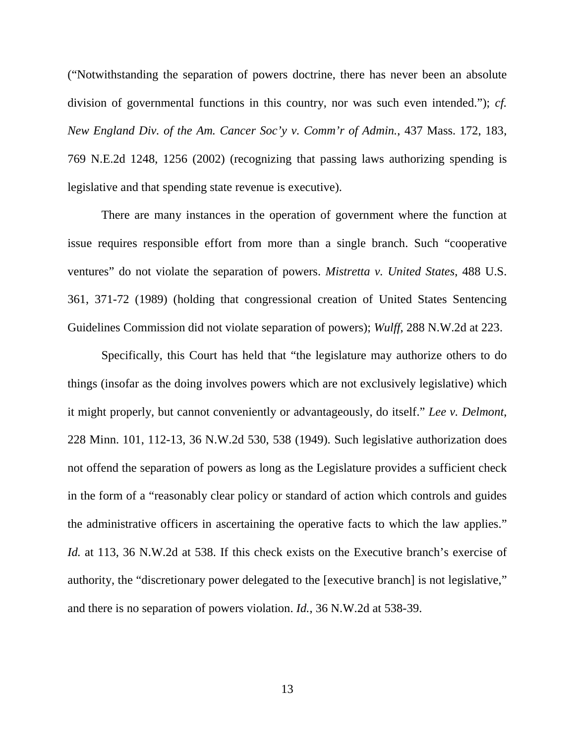("Notwithstanding the separation of powers doctrine, there has never been an absolute division of governmental functions in this country, nor was such even intended."); *cf.* *New England Div. of the Am. Cancer Soc'y v. Comm'r of Admin.*, 437 Mass. 172, 183, 769 N.E.2d 1248, 1256 (2002) (recognizing that passing laws authorizing spending is legislative and that spending state revenue is executive).

There are many instances in the operation of government where the function at issue requires responsible effort from more than a single branch. Such "cooperative ventures" do not violate the separation of powers. *Mistretta v. United States*, 488 U.S. 361, 371-72 (1989) (holding that congressional creation of United States Sentencing Guidelines Commission did not violate separation of powers); *Wulff*, 288 N.W.2d at 223.

Specifically, this Court has held that "the legislature may authorize others to do things (insofar as the doing involves powers which are not exclusively legislative) which it might properly, but cannot conveniently or advantageously, do itself." *Lee v. Delmont*, 228 Minn. 101, 112-13, 36 N.W.2d 530, 538 (1949). Such legislative authorization does not offend the separation of powers as long as the Legislature provides a sufficient check in the form of a "reasonably clear policy or standard of action which controls and guides the administrative officers in ascertaining the operative facts to which the law applies." *Id.* at 113, 36 N.W.2d at 538. If this check exists on the Executive branch's exercise of authority, the "discretionary power delegated to the [executive branch] is not legislative," and there is no separation of powers violation. *Id.*, 36 N.W.2d at 538-39.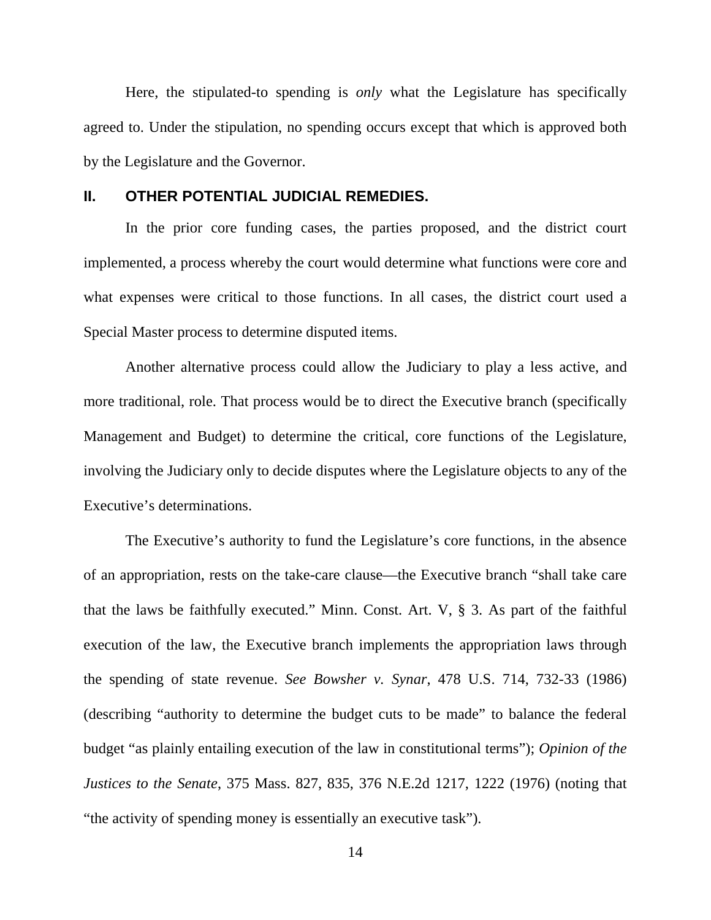Here, the stipulated-to spending is *only* what the Legislature has specifically agreed to. Under the stipulation, no spending occurs except that which is approved both by the Legislature and the Governor.

## II. OTHER POTENTIAL JUDICIAL REMEDIES.

In the prior core funding cases, the parties proposed, and the district court implemented, a process whereby the court would determine what functions were core and what expenses were critical to those functions. In all cases, the district court used a Special Master process to determine disputed items.

Another alternative process could allow the Judiciary to play a less active, and more traditional, role. That process would be to direct the Executive branch (specifically Management and Budget) to determine the critical, core functions of the Legislature, involving the Judiciary only to decide disputes where the Legislature objects to any of the Executive's determinations.

The Executive's authority to fund the Legislature's core functions, in the absence of an appropriation, rests on the take-care clause—the Executive branch "shall take care that the laws be faithfully executed." Minn. Const. Art. V, § 3. As part of the faithful execution of the law, the Executive branch implements the appropriation laws through the spending of state revenue. *See Bowsher v. Synar*, 478 U.S. 714, 732-33 (1986) (describing "authority to determine the budget cuts to be made" to balance the federal budget "as plainly entailing execution of the law in constitutional terms"); *Opinion of the Justices to the Senate*, 375 Mass. 827, 835, 376 N.E.2d 1217, 1222 (1976) (noting that "the activity of spending money is essentially an executive task").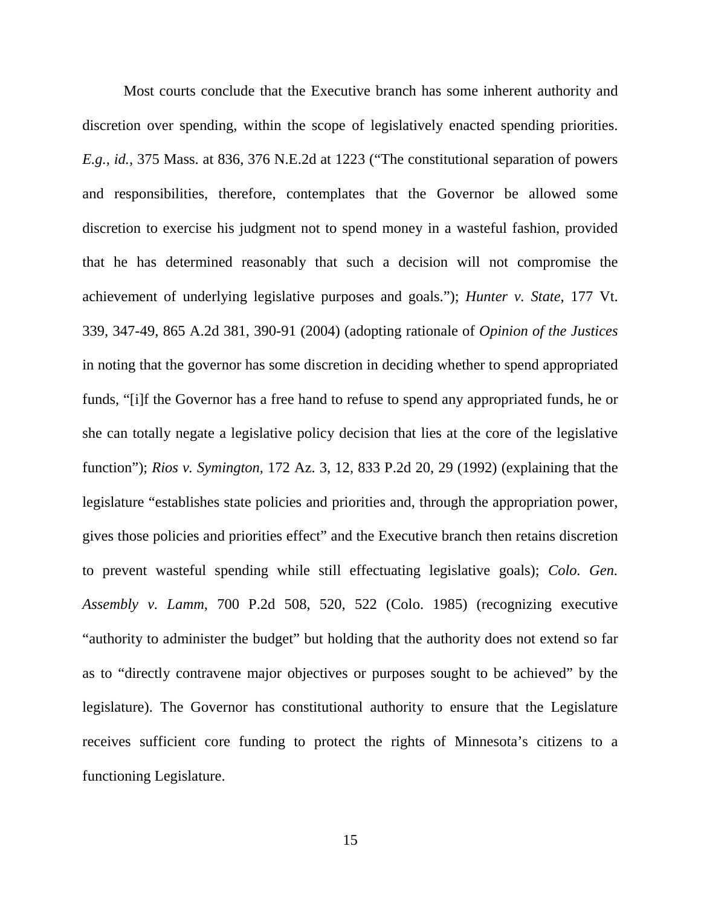Most courts conclude that the Executive branch has some inherent authority and discretion over spending, within the scope of legislatively enacted spending priorities. *E.g.*, *id.*, 375 Mass. at 836, 376 N.E.2d at 1223 ("The constitutional separation of powers and responsibilities, therefore, contemplates that the Governor be allowed some discretion to exercise his judgment not to spend money in a wasteful fashion, provided that he has determined reasonably that such a decision will not compromise the achievement of underlying legislative purposes and goals."); *Hunter v. State*, 177 Vt. 339, 347-49, 865 A.2d 381, 390-91 (2004) (adopting rationale of *Opinion of the Justices* in noting that the governor has some discretion in deciding whether to spend appropriated funds, "[i]f the Governor has a free hand to refuse to spend any appropriated funds, he or she can totally negate a legislative policy decision that lies at the core of the legislative function"); *Rios v. Symington*, 172 Az. 3, 12, 833 P.2d 20, 29 (1992) (explaining that the legislature "establishes state policies and priorities and, through the appropriation power, gives those policies and priorities effect" and the Executive branch then retains discretion to prevent wasteful spending while still effectuating legislative goals); *Colo. Gen. Assembly v. Lamm*, 700 P.2d 508, 520, 522 (Colo. 1985) (recognizing executive "authority to administer the budget" but holding that the authority does not extend so far as to "directly contravene major objectives or purposes sought to be achieved" by the legislature). The Governor has constitutional authority to ensure that the Legislature receives sufficient core funding to protect the rights of Minnesota's citizens to a functioning Legislature.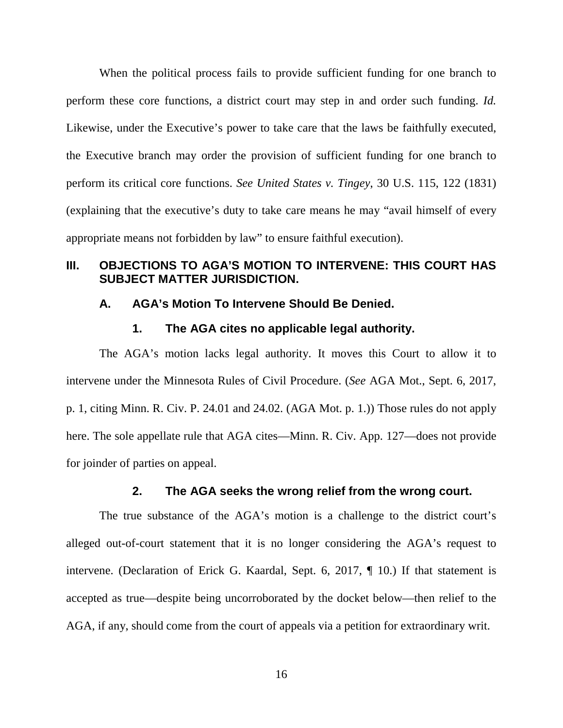When the political process fails to provide sufficient funding for one branch to perform these core functions, a district court may step in and order such funding. *Id.* Likewise, under the Executive's power to take care that the laws be faithfully executed, the Executive branch may order the provision of sufficient funding for one branch to perform its critical core functions. *See United States v. Tingey*, 30 U.S. 115, 122 (1831) (explaining that the executive's duty to take care means he may "avail himself of every appropriate means not forbidden by law" to ensure faithful execution).

## III. OBJECTIONS TO AGA'S MOTION TO INTERVENE: THIS COURT HAS SUBJECT MATTER JURISDICTION.

### A. AGA's Motion To Intervene Should Be Denied.

#### 1. The AGA cites no applicable legal authority.

The AGA's motion lacks legal authority. It moves this Court to allow it to intervene under the Minnesota Rules of Civil Procedure. (*See* AGA Mot., Sept. 6, 2017, p. 1, citing Minn. R. Civ. P. 24.01 and 24.02. (AGA Mot. p. 1.)) Those rules do not apply here. The sole appellate rule that AGA cites—Minn. R. Civ. App. 127—does not provide for joinder of parties on appeal.

#### 2. The AGA seeks the wrong relief from the wrong court.

The true substance of the AGA's motion is a challenge to the district court's alleged out-of-court statement that it is no longer considering the AGA's request to intervene. (Declaration of Erick G. Kaardal, Sept. 6, 2017, ¶ 10.) If that statement is accepted as true—despite being uncorroborated by the docket below—then relief to the AGA, if any, should come from the court of appeals via a petition for extraordinary writ.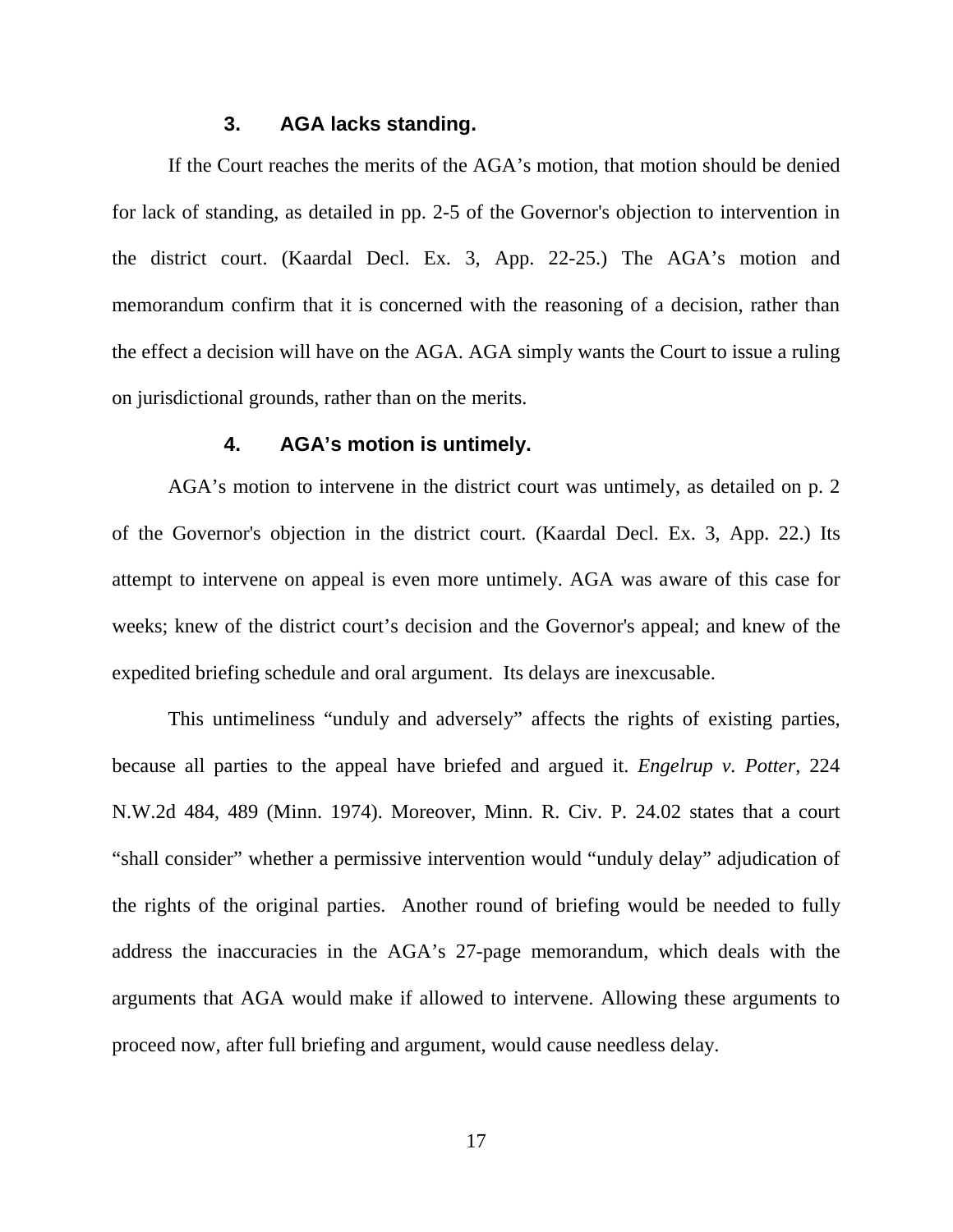### 3. AGA lacks standing.

If the Court reaches the merits of the AGA's motion, that motion should be denied for lack of standing, as detailed in pp. 2-5 of the Governor's objection to intervention in the district court. (Kaardal Decl. Ex. 3, App. 22-25.) The AGA's motion and memorandum confirm that it is concerned with the reasoning of a decision, rather than the effect a decision will have on the AGA. AGA simply wants the Court to issue a ruling on jurisdictional grounds, rather than on the merits.

### 4. AGA's motion is untimely.

AGA's motion to intervene in the district court was untimely, as detailed on p. 2 of the Governor's objection in the district court. (Kaardal Decl. Ex. 3, App. 22.) Its attempt to intervene on appeal is even more untimely. AGA was aware of this case for weeks; knew of the district court's decision and the Governor's appeal; and knew of the expedited briefing schedule and oral argument. Its delays are inexcusable.

This untimeliness "unduly and adversely" affects the rights of existing parties, because all parties to the appeal have briefed and argued it. *Engelrup v. Potter*, 224 N.W.2d 484, 489 (Minn. 1974). Moreover, Minn. R. Civ. P. 24.02 states that a court "shall consider" whether a permissive intervention would "unduly delay" adjudication of the rights of the original parties. Another round of briefing would be needed to fully address the inaccuracies in the AGA's 27-page memorandum, which deals with the arguments that AGA would make if allowed to intervene. Allowing these arguments to proceed now, after full briefing and argument, would cause needless delay.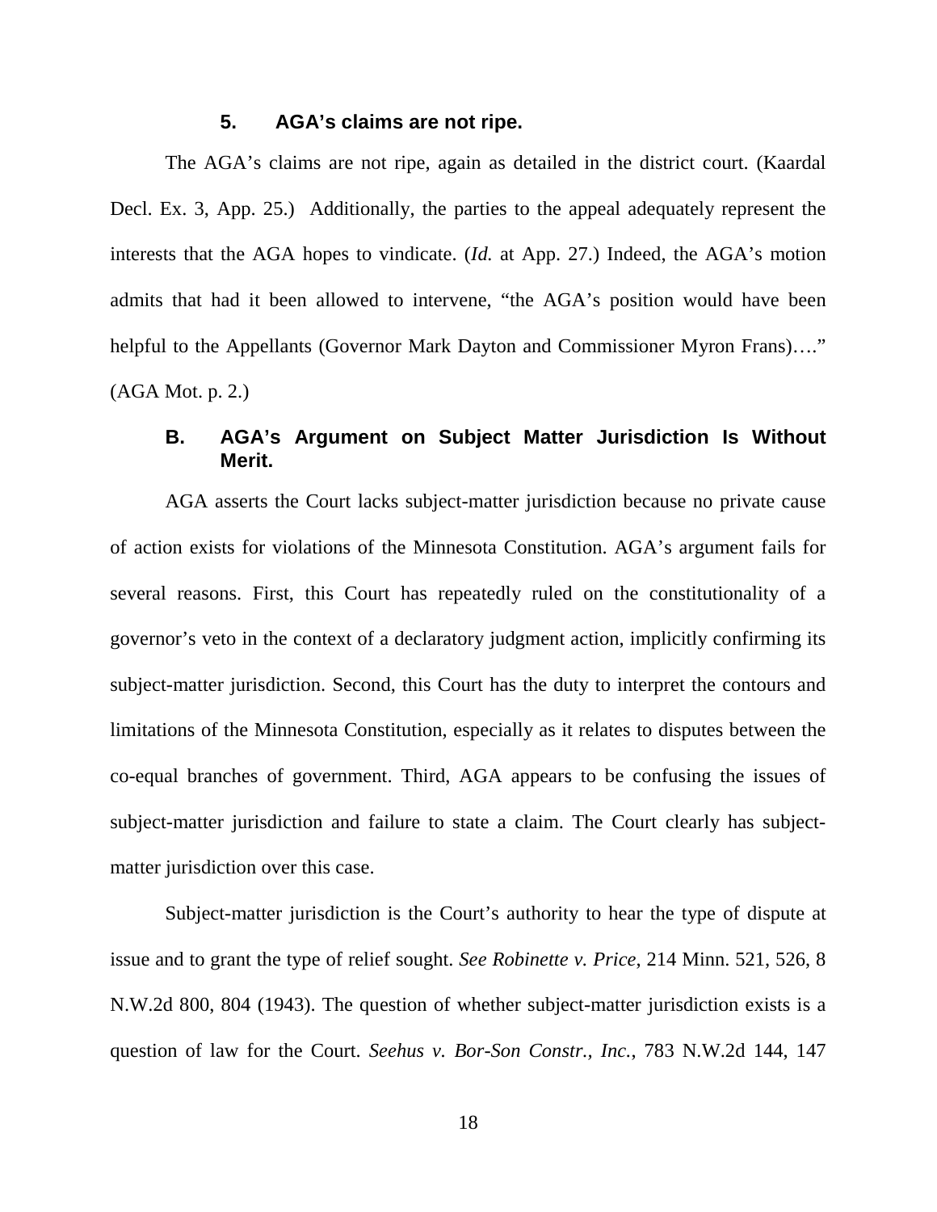#### 5. AGA's claims are not ripe.

The AGA's claims are not ripe, again as detailed in the district court. (Kaardal Decl. Ex. 3, App. 25.) Additionally, the parties to the appeal adequately represent the interests that the AGA hopes to vindicate. (*Id.* at App. 27.) Indeed, the AGA's motion admits that had it been allowed to intervene, "the AGA's position would have been helpful to the Appellants (Governor Mark Dayton and Commissioner Myron Frans)…." (AGA Mot. p. 2.)

### B. AGA's Argument on Subject Matter Jurisdiction Is Without Merit.

AGA asserts the Court lacks subject-matter jurisdiction because no private cause of action exists for violations of the Minnesota Constitution. AGA's argument fails for several reasons. First, this Court has repeatedly ruled on the constitutionality of a governor's veto in the context of a declaratory judgment action, implicitly confirming its subject-matter jurisdiction. Second, this Court has the duty to interpret the contours and limitations of the Minnesota Constitution, especially as it relates to disputes between the co-equal branches of government. Third, AGA appears to be confusing the issues of subject-matter jurisdiction and failure to state a claim. The Court clearly has subject-matter jurisdiction over this case.

Subject-matter jurisdiction is the Court's authority to hear the type of dispute at issue and to grant the type of relief sought. *See Robinette v. Price*, 214 Minn. 521, 526, 8 N.W.2d 800, 804 (1943). The question of whether subject-matter jurisdiction exists is a question of law for the Court. *Seehus v. Bor-Son Constr., Inc.*, 783 N.W.2d 144, 147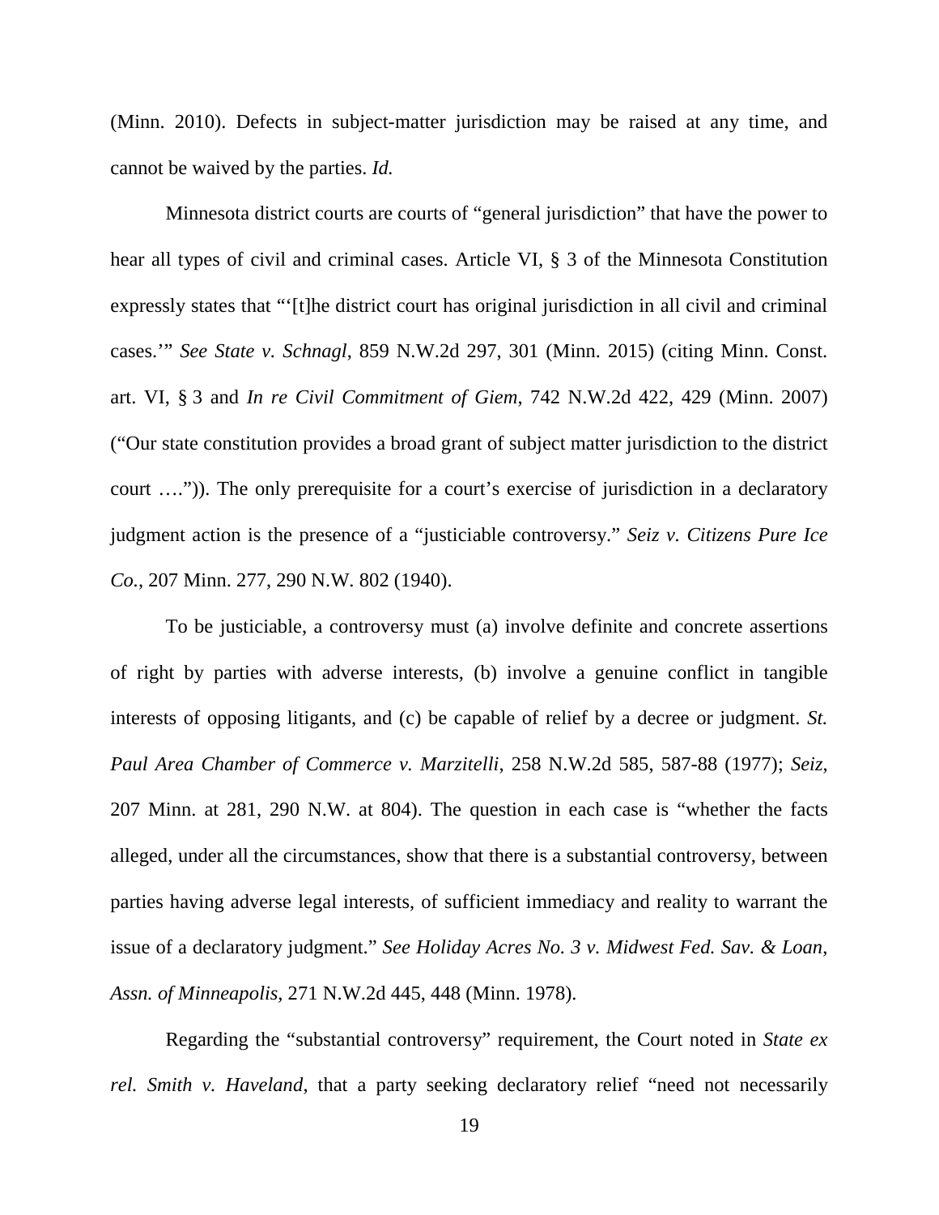(Minn. 2010). Defects in subject-matter jurisdiction may be raised at any time, and cannot be waived by the parties. *Id.*

Minnesota district courts are courts of "general jurisdiction" that have the power to hear all types of civil and criminal cases. Article VI, § 3 of the Minnesota Constitution expressly states that "'[t]he district court has original jurisdiction in all civil and criminal cases.'" *See State v. Schnagl*, 859 N.W.2d 297, 301 (Minn. 2015) (citing Minn. Const. art. VI, § 3 and *In re Civil Commitment of Giem*, 742 N.W.2d 422, 429 (Minn. 2007) ("Our state constitution provides a broad grant of subject matter jurisdiction to the district court ….")). The only prerequisite for a court's exercise of jurisdiction in a declaratory judgment action is the presence of a "justiciable controversy." *Seiz v. Citizens Pure Ice Co.*, 207 Minn. 277, 290 N.W. 802 (1940).

To be justiciable, a controversy must (a) involve definite and concrete assertions of right by parties with adverse interests, (b) involve a genuine conflict in tangible interests of opposing litigants, and (c) be capable of relief by a decree or judgment. *St. Paul Area Chamber of Commerce v. Marzitelli*, 258 N.W.2d 585, 587-88 (1977); *Seiz*, 207 Minn. at 281, 290 N.W. at 804). The question in each case is "whether the facts alleged, under all the circumstances, show that there is a substantial controversy, between parties having adverse legal interests, of sufficient immediacy and reality to warrant the issue of a declaratory judgment." *See Holiday Acres No. 3 v. Midwest Fed. Sav. & Loan, Assn. of Minneapolis*, 271 N.W.2d 445, 448 (Minn. 1978).

Regarding the "substantial controversy" requirement, the Court noted in *State ex rel. Smith v. Haveland*, that a party seeking declaratory relief "need not necessarily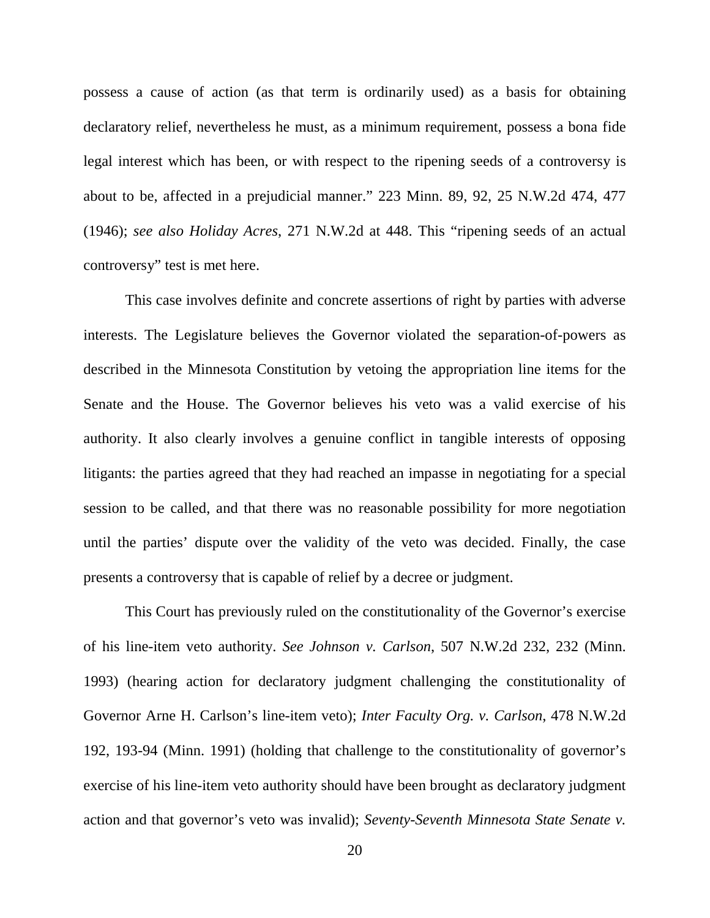possess a cause of action (as that term is ordinarily used) as a basis for obtaining declaratory relief, nevertheless he must, as a minimum requirement, possess a bona fide legal interest which has been, or with respect to the ripening seeds of a controversy is about to be, affected in a prejudicial manner." 223 Minn. 89, 92, 25 N.W.2d 474, 477 (1946); *see also Holiday Acres*, 271 N.W.2d at 448. This "ripening seeds of an actual controversy" test is met here.

This case involves definite and concrete assertions of right by parties with adverse interests. The Legislature believes the Governor violated the separation-of-powers as described in the Minnesota Constitution by vetoing the appropriation line items for the Senate and the House. The Governor believes his veto was a valid exercise of his authority. It also clearly involves a genuine conflict in tangible interests of opposing litigants: the parties agreed that they had reached an impasse in negotiating for a special session to be called, and that there was no reasonable possibility for more negotiation until the parties' dispute over the validity of the veto was decided. Finally, the case presents a controversy that is capable of relief by a decree or judgment.

This Court has previously ruled on the constitutionality of the Governor's exercise of his line-item veto authority. *See Johnson v. Carlson*, 507 N.W.2d 232, 232 (Minn. 1993) (hearing action for declaratory judgment challenging the constitutionality of Governor Arne H. Carlson's line-item veto); *Inter Faculty Org. v. Carlson*, 478 N.W.2d 192, 193-94 (Minn. 1991) (holding that challenge to the constitutionality of governor's exercise of his line-item veto authority should have been brought as declaratory judgment action and that governor's veto was invalid); *Seventy-Seventh Minnesota State Senate v.*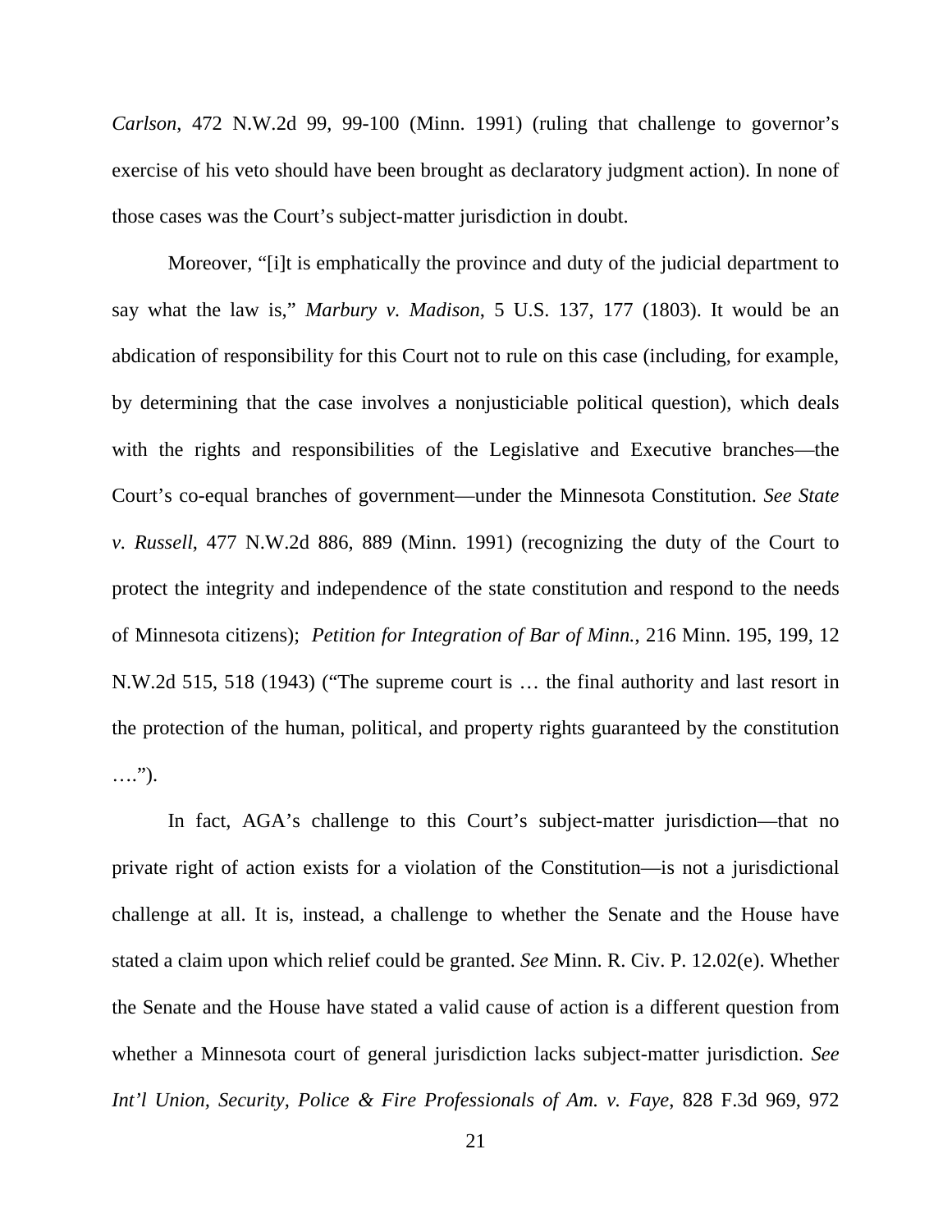*Carlson*, 472 N.W.2d 99, 99-100 (Minn. 1991) (ruling that challenge to governor's exercise of his veto should have been brought as declaratory judgment action). In none of those cases was the Court's subject-matter jurisdiction in doubt.

Moreover, "[i]t is emphatically the province and duty of the judicial department to say what the law is," *Marbury v. Madison*, 5 U.S. 137, 177 (1803). It would be an abdication of responsibility for this Court not to rule on this case (including, for example, by determining that the case involves a nonjusticiable political question), which deals with the rights and responsibilities of the Legislative and Executive branches—the Court's co-equal branches of government—under the Minnesota Constitution. *See State v. Russell*, 477 N.W.2d 886, 889 (Minn. 1991) (recognizing the duty of the Court to protect the integrity and independence of the state constitution and respond to the needs of Minnesota citizens); *Petition for Integration of Bar of Minn.*, 216 Minn. 195, 199, 12 N.W.2d 515, 518 (1943) ("The supreme court is … the final authority and last resort in the protection of the human, political, and property rights guaranteed by the constitution ….").

In fact, AGA's challenge to this Court's subject-matter jurisdiction—that no private right of action exists for a violation of the Constitution—is not a jurisdictional challenge at all. It is, instead, a challenge to whether the Senate and the House have stated a claim upon which relief could be granted. *See* Minn. R. Civ. P. 12.02(e). Whether the Senate and the House have stated a valid cause of action is a different question from whether a Minnesota court of general jurisdiction lacks subject-matter jurisdiction. *See Int'l Union, Security, Police & Fire Professionals of Am. v. Faye*, 828 F.3d 969, 972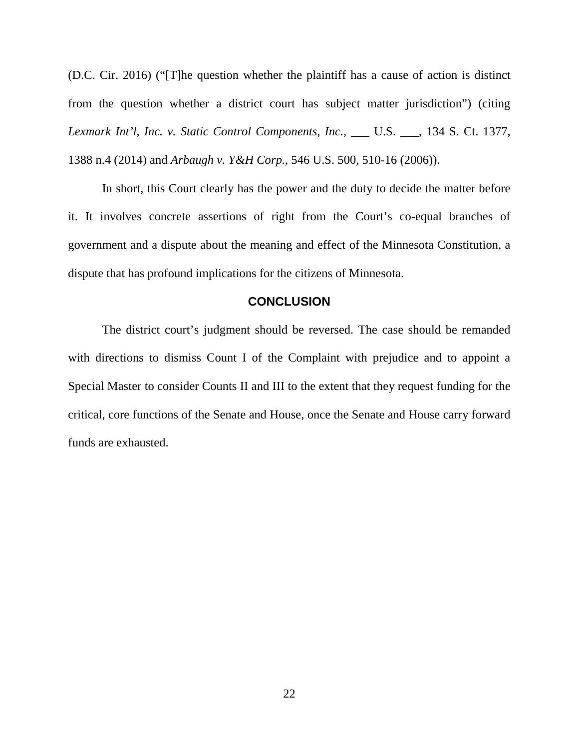(D.C. Cir. 2016) ("[T]he question whether the plaintiff has a cause of action is distinct from the question whether a district court has subject matter jurisdiction") (citing *Lexmark Int'l, Inc. v. Static Control Components, Inc.*, ___ U.S. ___, 134 S. Ct. 1377, 1388 n.4 (2014) and *Arbaugh v. Y&H Corp.*, 546 U.S. 500, 510-16 (2006)).

In short, this Court clearly has the power and the duty to decide the matter before it. It involves concrete assertions of right from the Court's co-equal branches of government and a dispute about the meaning and effect of the Minnesota Constitution, a dispute that has profound implications for the citizens of Minnesota.

## CONCLUSION

The district court's judgment should be reversed. The case should be remanded with directions to dismiss Count I of the Complaint with prejudice and to appoint a Special Master to consider Counts II and III to the extent that they request funding for the critical, core functions of the Senate and House, once the Senate and House carry forward funds are exhausted.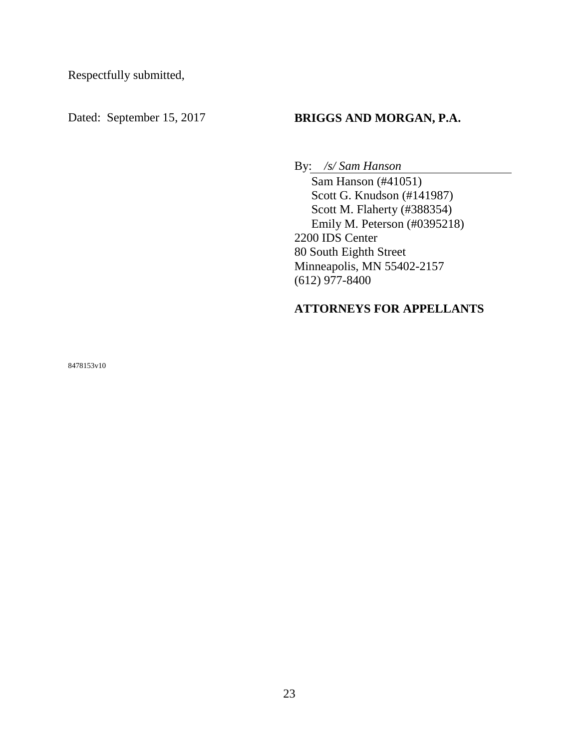Respectfully submitted,

Dated: September 15, 2017

**BRIGGS AND MORGAN, P.A.**

By: */s/ Sam Hanson*
Sam Hanson (#41051)
Scott G. Knudson (#141987)
Scott M. Flaherty (#388354)
Emily M. Peterson (#0395218)
2200 IDS Center
80 South Eighth Street
Minneapolis, MN 55402-2157
(612) 977-8400

**ATTORNEYS FOR APPELLANTS**

8478153v10